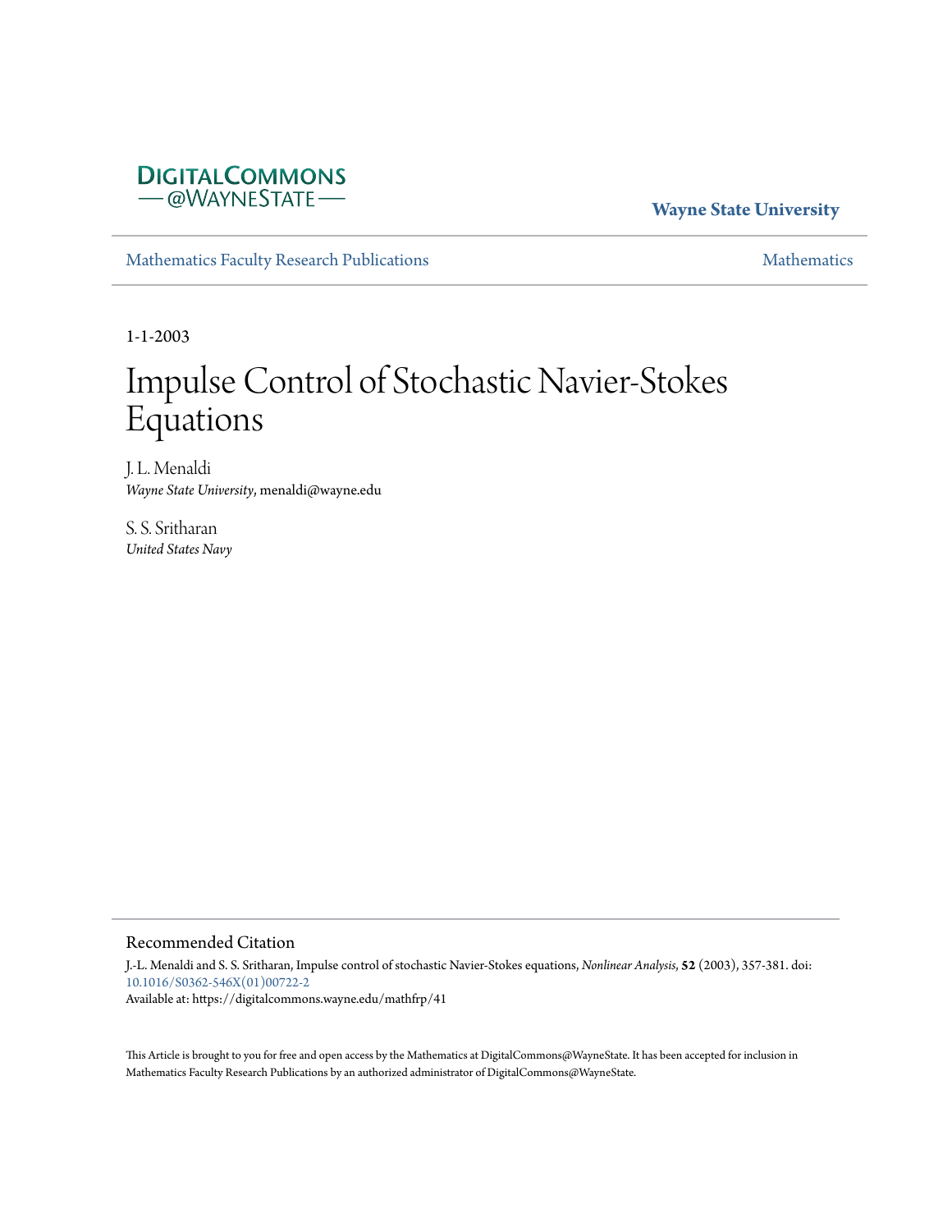DigitalCommons
@WayneState

**Wayne State University**

Mathematics Faculty Research Publications — Mathematics

1-1-2003

# Impulse Control of Stochastic Navier-Stokes Equations

J. L. Menaldi
*Wayne State University*, menaldi@wayne.edu

S. S. Sritharan
*United States Navy*

## Recommended Citation

J.-L. Menaldi and S. S. Sritharan, Impulse control of stochastic Navier-Stokes equations, *Nonlinear Analysis*, **52** (2003), 357-381. doi: 10.1016/S0362-546X(01)00722-2
Available at: https://digitalcommons.wayne.edu/mathfrp/41

This Article is brought to you for free and open access by the Mathematics at DigitalCommons@WayneState. It has been accepted for inclusion in Mathematics Faculty Research Publications by an authorized administrator of DigitalCommons@WayneState.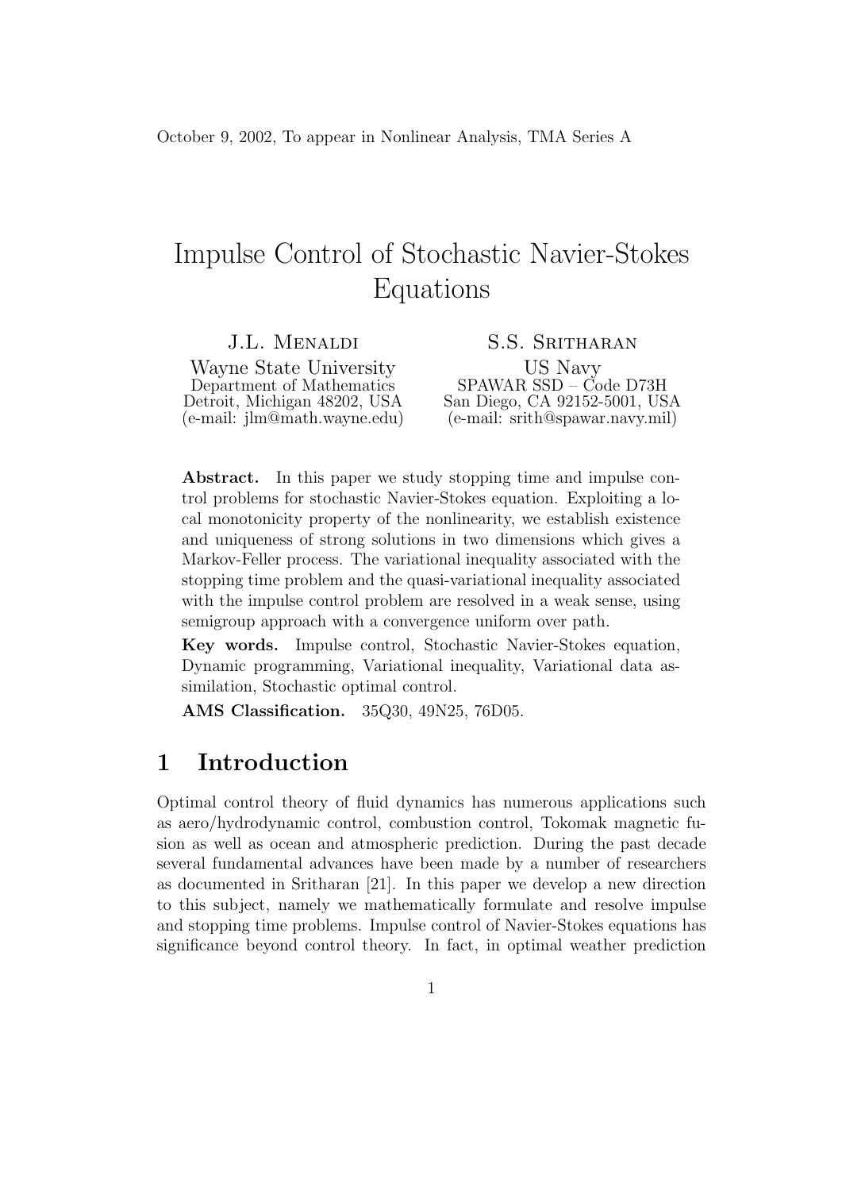October 9, 2002, To appear in Nonlinear Analysis, TMA Series A

# Impulse Control of Stochastic Navier-Stokes Equations

J.L. Menaldi
Wayne State University
Department of Mathematics
Detroit, Michigan 48202, USA
(e-mail: jlm@math.wayne.edu)

S.S. Sritharan
US Navy
SPAWAR SSD – Code D73H
San Diego, CA 92152-5001, USA
(e-mail: srith@spawar.navy.mil)

**Abstract.** In this paper we study stopping time and impulse control problems for stochastic Navier-Stokes equation. Exploiting a local monotonicity property of the nonlinearity, we establish existence and uniqueness of strong solutions in two dimensions which gives a Markov-Feller process. The variational inequality associated with the stopping time problem and the quasi-variational inequality associated with the impulse control problem are resolved in a weak sense, using semigroup approach with a convergence uniform over path.

**Key words.** Impulse control, Stochastic Navier-Stokes equation, Dynamic programming, Variational inequality, Variational data assimilation, Stochastic optimal control.

**AMS Classification.** 35Q30, 49N25, 76D05.

## 1 Introduction

Optimal control theory of fluid dynamics has numerous applications such as aero/hydrodynamic control, combustion control, Tokomak magnetic fusion as well as ocean and atmospheric prediction. During the past decade several fundamental advances have been made by a number of researchers as documented in Sritharan [21]. In this paper we develop a new direction to this subject, namely we mathematically formulate and resolve impulse and stopping time problems. Impulse control of Navier-Stokes equations has significance beyond control theory. In fact, in optimal weather prediction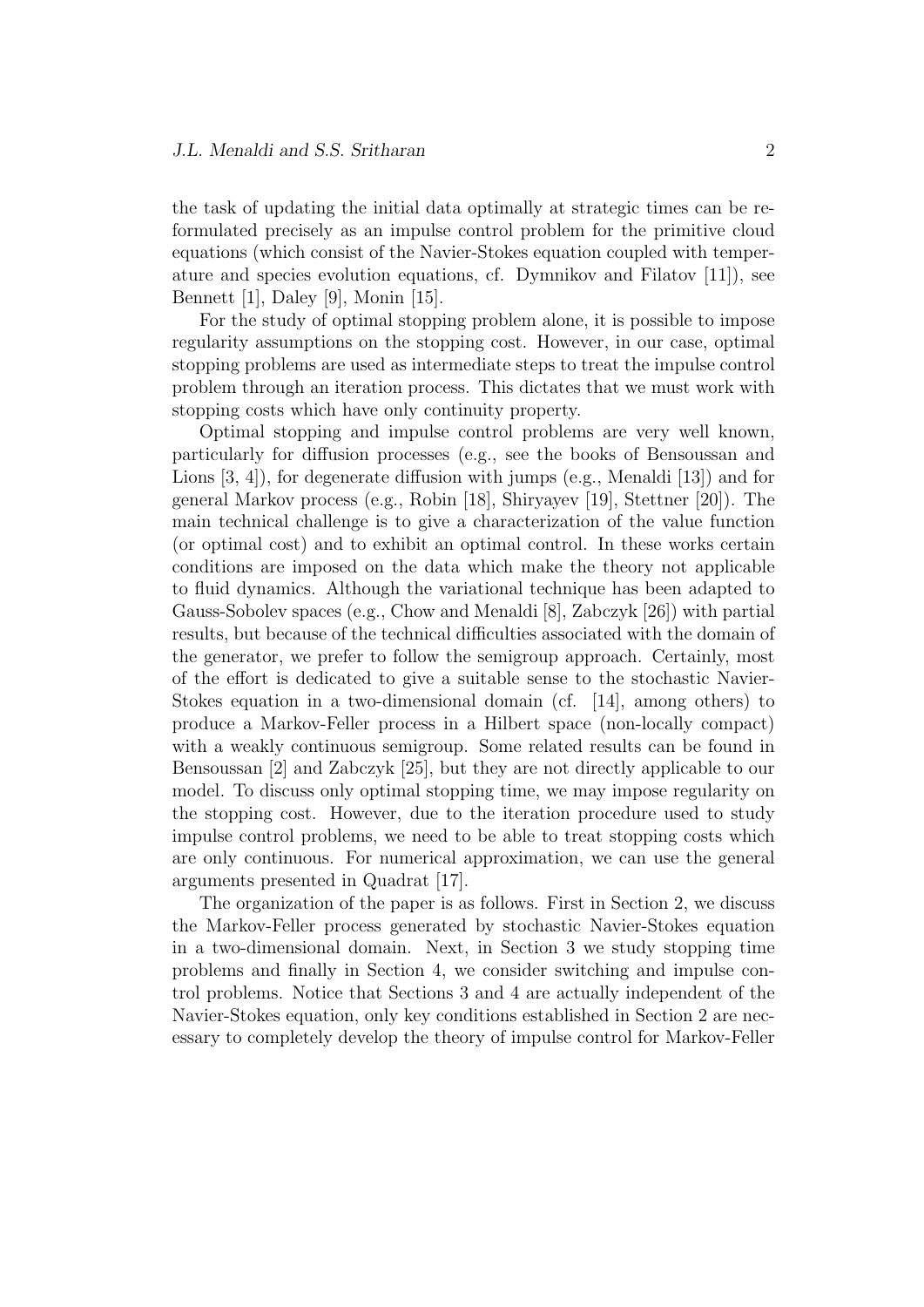the task of updating the initial data optimally at strategic times can be reformulated precisely as an impulse control problem for the primitive cloud equations (which consist of the Navier-Stokes equation coupled with temperature and species evolution equations, cf. Dymnikov and Filatov [11]), see Bennett [1], Daley [9], Monin [15].

For the study of optimal stopping problem alone, it is possible to impose regularity assumptions on the stopping cost. However, in our case, optimal stopping problems are used as intermediate steps to treat the impulse control problem through an iteration process. This dictates that we must work with stopping costs which have only continuity property.

Optimal stopping and impulse control problems are very well known, particularly for diffusion processes (e.g., see the books of Bensoussan and Lions [3, 4]), for degenerate diffusion with jumps (e.g., Menaldi [13]) and for general Markov process (e.g., Robin [18], Shiryayev [19], Stettner [20]). The main technical challenge is to give a characterization of the value function (or optimal cost) and to exhibit an optimal control. In these works certain conditions are imposed on the data which make the theory not applicable to fluid dynamics. Although the variational technique has been adapted to Gauss-Sobolev spaces (e.g., Chow and Menaldi [8], Zabczyk [26]) with partial results, but because of the technical difficulties associated with the domain of the generator, we prefer to follow the semigroup approach. Certainly, most of the effort is dedicated to give a suitable sense to the stochastic Navier-Stokes equation in a two-dimensional domain (cf. [14], among others) to produce a Markov-Feller process in a Hilbert space (non-locally compact) with a weakly continuous semigroup. Some related results can be found in Bensoussan [2] and Zabczyk [25], but they are not directly applicable to our model. To discuss only optimal stopping time, we may impose regularity on the stopping cost. However, due to the iteration procedure used to study impulse control problems, we need to be able to treat stopping costs which are only continuous. For numerical approximation, we can use the general arguments presented in Quadrat [17].

The organization of the paper is as follows. First in Section 2, we discuss the Markov-Feller process generated by stochastic Navier-Stokes equation in a two-dimensional domain. Next, in Section 3 we study stopping time problems and finally in Section 4, we consider switching and impulse control problems. Notice that Sections 3 and 4 are actually independent of the Navier-Stokes equation, only key conditions established in Section 2 are necessary to completely develop the theory of impulse control for Markov-Feller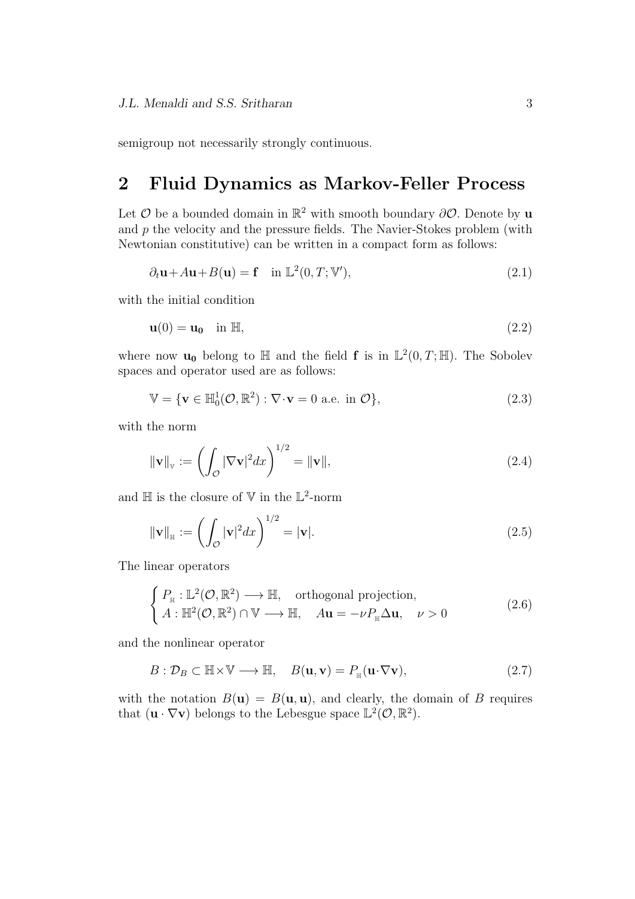semigroup not necessarily strongly continuous.

## 2 Fluid Dynamics as Markov-Feller Process

Let $\mathcal{O}$ be a bounded domain in $\mathbb{R}^2$ with smooth boundary $\partial\mathcal{O}$. Denote by $\mathbf{u}$ and $p$ the velocity and the pressure fields. The Navier-Stokes problem (with Newtonian constitutive) can be written in a compact form as follows:

$$\partial_t \mathbf{u} + A\mathbf{u} + B(\mathbf{u}) = \mathbf{f} \quad \text{in } \mathbb{L}^2(0,T;\mathbb{V}'), \tag{2.1}$$

with the initial condition

$$\mathbf{u}(0) = \mathbf{u_0} \quad \text{in } \mathbb{H}, \tag{2.2}$$

where now $\mathbf{u_0}$ belong to $\mathbb{H}$ and the field $\mathbf{f}$ is in $\mathbb{L}^2(0,T;\mathbb{H})$. The Sobolev spaces and operator used are as follows:

$$\mathbb{V} = \{\mathbf{v} \in \mathbb{H}_0^1(\mathcal{O},\mathbb{R}^2) : \nabla\cdot\mathbf{v} = 0 \text{ a.e. in } \mathcal{O}\}, \tag{2.3}$$

with the norm

$$\|\mathbf{v}\|_{\mathbb{V}} := \left(\int_{\mathcal{O}} |\nabla \mathbf{v}|^2 dx\right)^{1/2} = \|\mathbf{v}\|, \tag{2.4}$$

and $\mathbb{H}$ is the closure of $\mathbb{V}$ in the $\mathbb{L}^2$-norm

$$\|\mathbf{v}\|_{\mathbb{H}} := \left(\int_{\mathcal{O}} |\mathbf{v}|^2 dx\right)^{1/2} = |\mathbf{v}|. \tag{2.5}$$

The linear operators

$$\begin{cases} P_{\mathbb{H}} : \mathbb{L}^2(\mathcal{O},\mathbb{R}^2) \longrightarrow \mathbb{H}, \quad \text{orthogonal projection,} \\ A : \mathbb{H}^2(\mathcal{O},\mathbb{R}^2) \cap \mathbb{V} \longrightarrow \mathbb{H}, \quad A\mathbf{u} = -\nu P_{\mathbb{H}} \Delta \mathbf{u}, \quad \nu > 0 \end{cases} \tag{2.6}$$

and the nonlinear operator

$$B : \mathcal{D}_B \subset \mathbb{H}\times\mathbb{V} \longrightarrow \mathbb{H}, \quad B(\mathbf{u},\mathbf{v}) = P_{\mathbb{H}}(\mathbf{u}\cdot\nabla\mathbf{v}), \tag{2.7}$$

with the notation $B(\mathbf{u}) = B(\mathbf{u},\mathbf{u})$, and clearly, the domain of $B$ requires that $(\mathbf{u}\cdot\nabla\mathbf{v})$ belongs to the Lebesgue space $\mathbb{L}^2(\mathcal{O},\mathbb{R}^2)$.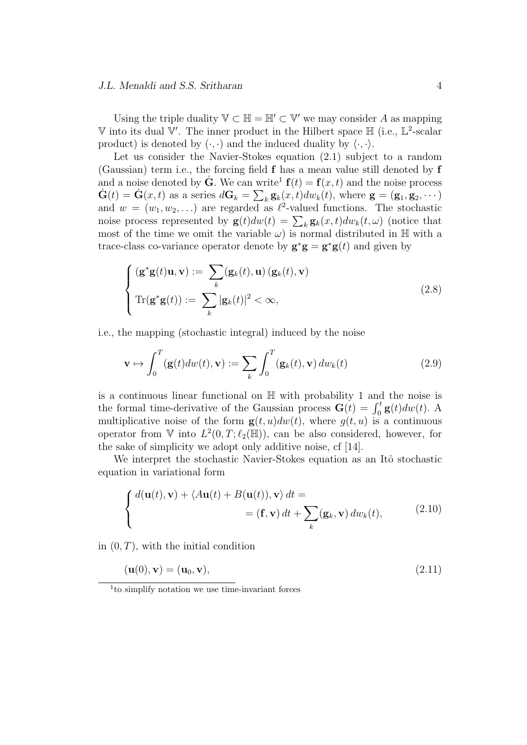Using the triple duality $\mathbb{V} \subset \mathbb{H} = \mathbb{H}' \subset \mathbb{V}'$ we may consider $A$ as mapping $\mathbb{V}$ into its dual $\mathbb{V}'$. The inner product in the Hilbert space $\mathbb{H}$ (i.e., $\mathbb{L}^2$-scalar product) is denoted by $(\cdot,\cdot)$ and the induced duality by $\langle \cdot,\cdot\rangle$.

Let us consider the Navier-Stokes equation (2.1) subject to a random (Gaussian) term i.e., the forcing field $\mathbf{f}$ has a mean value still denoted by $\mathbf{f}$ and a noise denoted by $\dot{\mathbf{G}}$. We can write[1] $\mathbf{f}(t) = \mathbf{f}(x,t)$ and the noise process $\dot{\mathbf{G}}(t) = \dot{\mathbf{G}}(x,t)$ as a series $d\mathbf{G}_k = \sum_k \mathbf{g}_k(x,t)dw_k(t)$, where $\mathbf{g} = (\mathbf{g}_1, \mathbf{g}_2, \cdots)$ and $w = (w_1, w_2, \ldots)$ are regarded as $\ell^2$-valued functions. The stochastic noise process represented by $\mathbf{g}(t)dw(t) = \sum_k \mathbf{g}_k(x,t)dw_k(t,\omega)$ (notice that most of the time we omit the variable $\omega$) is normal distributed in $\mathbb{H}$ with a trace-class co-variance operator denote by $\mathbf{g}^*\mathbf{g} = \mathbf{g}^*\mathbf{g}(t)$ and given by

$$
\begin{cases}
(\mathbf{g}^*\mathbf{g}(t)\mathbf{u}, \mathbf{v}) := \displaystyle\sum_k (\mathbf{g}_k(t), \mathbf{u})\,(\mathbf{g}_k(t), \mathbf{v}) \\
\mathrm{Tr}(\mathbf{g}^*\mathbf{g}(t)) := \displaystyle\sum_k |\mathbf{g}_k(t)|^2 < \infty,
\end{cases}
\tag{2.8}
$$

i.e., the mapping (stochastic integral) induced by the noise

$$
\mathbf{v} \mapsto \int_0^T (\mathbf{g}(t)dw(t), \mathbf{v}) := \sum_k \int_0^T (\mathbf{g}_k(t), \mathbf{v})\, dw_k(t)
\tag{2.9}
$$

is a continuous linear functional on $\mathbb{H}$ with probability 1 and the noise is the formal time-derivative of the Gaussian process $\mathbf{G}(t) = \int_0^t \mathbf{g}(t)dw(t)$. A multiplicative noise of the form $\mathbf{g}(t,u)dw(t)$, where $g(t,u)$ is a continuous operator from $\mathbb{V}$ into $L^2(0,T;\ell_2(\mathbb{H}))$, can be also considered, however, for the sake of simplicity we adopt only additive noise, cf [14].

We interpret the stochastic Navier-Stokes equation as an Itô stochastic equation in variational form

$$
\begin{cases}
d(\mathbf{u}(t), \mathbf{v}) + \langle A\mathbf{u}(t) + B(\mathbf{u}(t)), \mathbf{v}\rangle\, dt = \\
\qquad\qquad = (\mathbf{f}, \mathbf{v})\, dt + \displaystyle\sum_k (\mathbf{g}_k, \mathbf{v})\, dw_k(t),
\end{cases}
\tag{2.10}
$$

in $(0,T)$, with the initial condition

$$
(\mathbf{u}(0), \mathbf{v}) = (\mathbf{u}_0, \mathbf{v}),
\tag{2.11}
$$

[1] to simplify notation we use time-invariant forces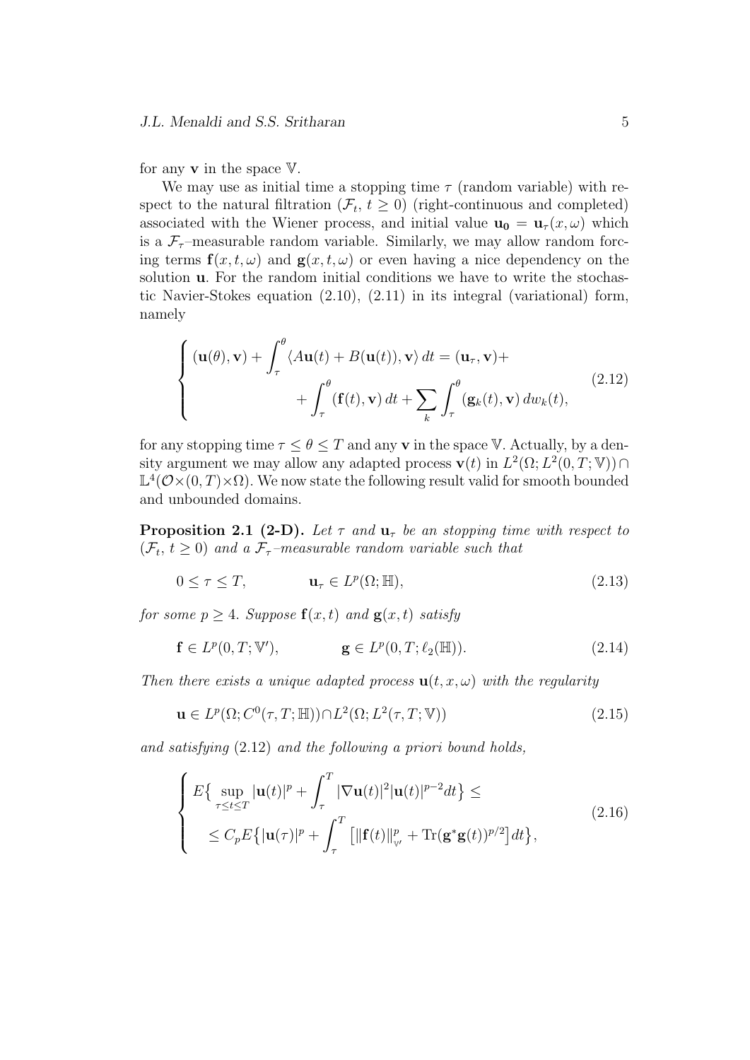for any $\mathbf{v}$ in the space $\mathbb{V}$.

We may use as initial time a stopping time $\tau$ (random variable) with respect to the natural filtration $(\mathcal{F}_t,\, t \geq 0)$ (right-continuous and completed) associated with the Wiener process, and initial value $\mathbf{u_0} = \mathbf{u}_\tau(x,\omega)$ which is a $\mathcal{F}_\tau$–measurable random variable. Similarly, we may allow random forcing terms $\mathbf{f}(x,t,\omega)$ and $\mathbf{g}(x,t,\omega)$ or even having a nice dependency on the solution $\mathbf{u}$. For the random initial conditions we have to write the stochastic Navier-Stokes equation (2.10), (2.11) in its integral (variational) form, namely

$$
\left\{
\begin{aligned}
&(\mathbf{u}(\theta),\mathbf{v}) + \int_\tau^\theta \langle A\mathbf{u}(t) + B(\mathbf{u}(t)),\mathbf{v}\rangle \, dt = (\mathbf{u}_\tau,\mathbf{v}) + \\
&\qquad\qquad + \int_\tau^\theta (\mathbf{f}(t),\mathbf{v})\, dt + \sum_k \int_\tau^\theta (\mathbf{g}_k(t),\mathbf{v})\, dw_k(t),
\end{aligned}
\right.
\tag{2.12}
$$

for any stopping time $\tau \leq \theta \leq T$ and any $\mathbf{v}$ in the space $\mathbb{V}$. Actually, by a density argument we may allow any adapted process $\mathbf{v}(t)$ in $L^2(\Omega; L^2(0,T;\mathbb{V})) \cap \mathbb{L}^4(\mathcal{O}\times(0,T)\times\Omega)$. We now state the following result valid for smooth bounded and unbounded domains.

**Proposition 2.1 (2-D).** *Let $\tau$ and $\mathbf{u}_\tau$ be an stopping time with respect to $(\mathcal{F}_t,\, t \geq 0)$ and a $\mathcal{F}_\tau$–measurable random variable such that*

$$
0 \leq \tau \leq T, \qquad\qquad \mathbf{u}_\tau \in L^p(\Omega;\mathbb{H}),
\tag{2.13}
$$

*for some $p \geq 4$. Suppose $\mathbf{f}(x,t)$ and $\mathbf{g}(x,t)$ satisfy*

$$
\mathbf{f} \in L^p(0,T;\mathbb{V}'), \qquad\qquad \mathbf{g} \in L^p(0,T;\ell_2(\mathbb{H})).
\tag{2.14}
$$

*Then there exists a unique adapted process $\mathbf{u}(t,x,\omega)$ with the regularity*

$$
\mathbf{u} \in L^p(\Omega; C^0(\tau,T;\mathbb{H})) \cap L^2(\Omega; L^2(\tau,T;\mathbb{V}))
\tag{2.15}
$$

*and satisfying* (2.12) *and the following a priori bound holds,*

$$
\left\{
\begin{aligned}
&E\Big\{ \sup_{\tau\leq t\leq T} |\mathbf{u}(t)|^p + \int_\tau^T |\nabla \mathbf{u}(t)|^2 |\mathbf{u}(t)|^{p-2} dt \Big\} \leq \\
&\quad \leq C_p E\Big\{ |\mathbf{u}(\tau)|^p + \int_\tau^T \big[ \|\mathbf{f}(t)\|_{\mathbb{V}'}^p + \mathrm{Tr}(\mathbf{g}^*\mathbf{g}(t))^{p/2} \big] dt \Big\},
\end{aligned}
\right.
\tag{2.16}
$$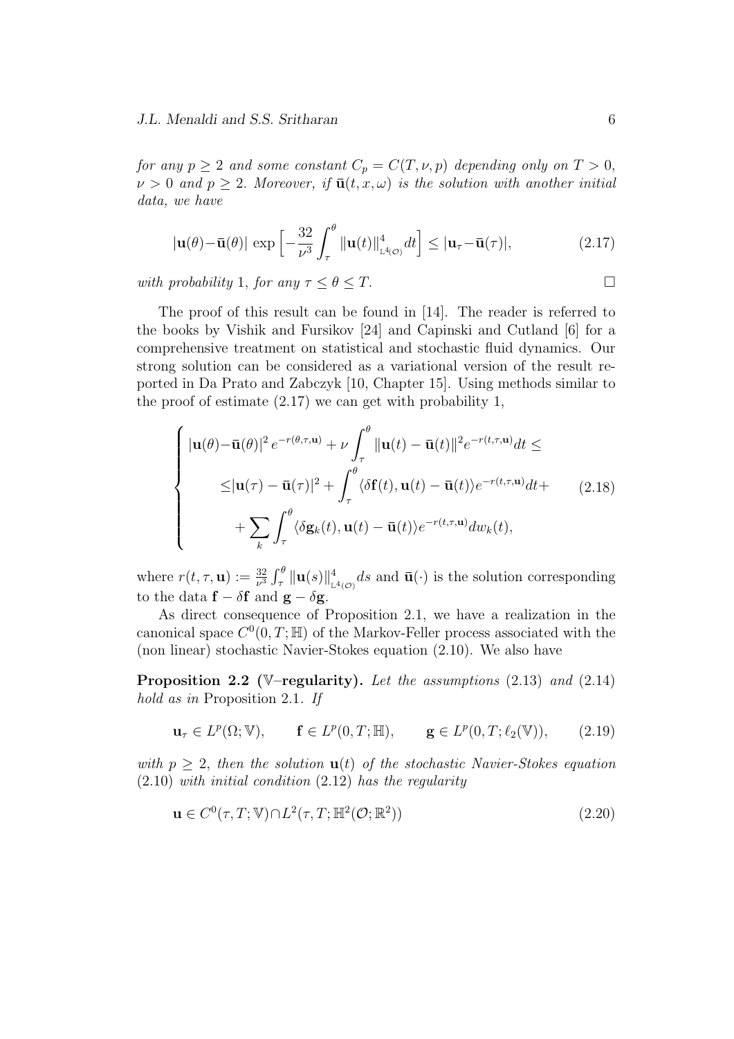*for any $p \geq 2$ and some constant $C_p = C(T, \nu, p)$ depending only on $T > 0$, $\nu > 0$ and $p \geq 2$. Moreover, if $\bar{\mathbf{u}}(t, x, \omega)$ is the solution with another initial data, we have*

$$
|\mathbf{u}(\theta) - \bar{\mathbf{u}}(\theta)| \, \exp\Big[-\frac{32}{\nu^3}\int_\tau^\theta \|\mathbf{u}(t)\|^4_{\mathbb{L}^4(\mathcal{O})} dt\Big] \leq |\mathbf{u}_\tau - \bar{\mathbf{u}}(\tau)|, \tag{2.17}
$$

*with probability* 1, *for any $\tau \leq \theta \leq T$.* $\square$

The proof of this result can be found in [14]. The reader is referred to the books by Vishik and Fursikov [24] and Capinski and Cutland [6] for a comprehensive treatment on statistical and stochastic fluid dynamics. Our strong solution can be considered as a variational version of the result reported in Da Prato and Zabczyk [10, Chapter 15]. Using methods similar to the proof of estimate (2.17) we can get with probability 1,

$$
\begin{cases}
|\mathbf{u}(\theta) - \bar{\mathbf{u}}(\theta)|^2 \, e^{-r(\theta,\tau,\mathbf{u})} + \nu \displaystyle\int_\tau^\theta \|\mathbf{u}(t) - \bar{\mathbf{u}}(t)\|^2 e^{-r(t,\tau,\mathbf{u})} dt \leq \\
\qquad \leq |\mathbf{u}(\tau) - \bar{\mathbf{u}}(\tau)|^2 + \displaystyle\int_\tau^\theta \langle \delta\mathbf{f}(t), \mathbf{u}(t) - \bar{\mathbf{u}}(t)\rangle e^{-r(t,\tau,\mathbf{u})} dt + \\
\qquad\quad + \displaystyle\sum_k \int_\tau^\theta \langle \delta\mathbf{g}_k(t), \mathbf{u}(t) - \bar{\mathbf{u}}(t)\rangle e^{-r(t,\tau,\mathbf{u})} dw_k(t),
\end{cases} \tag{2.18}
$$

where $r(t, \tau, \mathbf{u}) := \frac{32}{\nu^3}\int_\tau^\theta \|\mathbf{u}(s)\|^4_{\mathbb{L}^4(\mathcal{O})} ds$ and $\bar{\mathbf{u}}(\cdot)$ is the solution corresponding to the data $\mathbf{f} - \delta\mathbf{f}$ and $\mathbf{g} - \delta\mathbf{g}$.

As direct consequence of Proposition 2.1, we have a realization in the canonical space $C^0(0, T; \mathbb{H})$ of the Markov-Feller process associated with the (non linear) stochastic Navier-Stokes equation (2.10). We also have

**Proposition 2.2 ($\mathbb{V}$–regularity).** *Let the assumptions* (2.13) *and* (2.14) *hold as in* Proposition 2.1. *If*

$$
\mathbf{u}_\tau \in L^p(\Omega; \mathbb{V}), \qquad \mathbf{f} \in L^p(0, T; \mathbb{H}), \qquad \mathbf{g} \in L^p(0, T; \ell_2(\mathbb{V})), \tag{2.19}
$$

*with $p \geq 2$, then the solution $\mathbf{u}(t)$ of the stochastic Navier-Stokes equation* (2.10) *with initial condition* (2.12) *has the regularity*

$$
\mathbf{u} \in C^0(\tau, T; \mathbb{V}) \cap L^2(\tau, T; \mathbb{H}^2(\mathcal{O}; \mathbb{R}^2)) \tag{2.20}
$$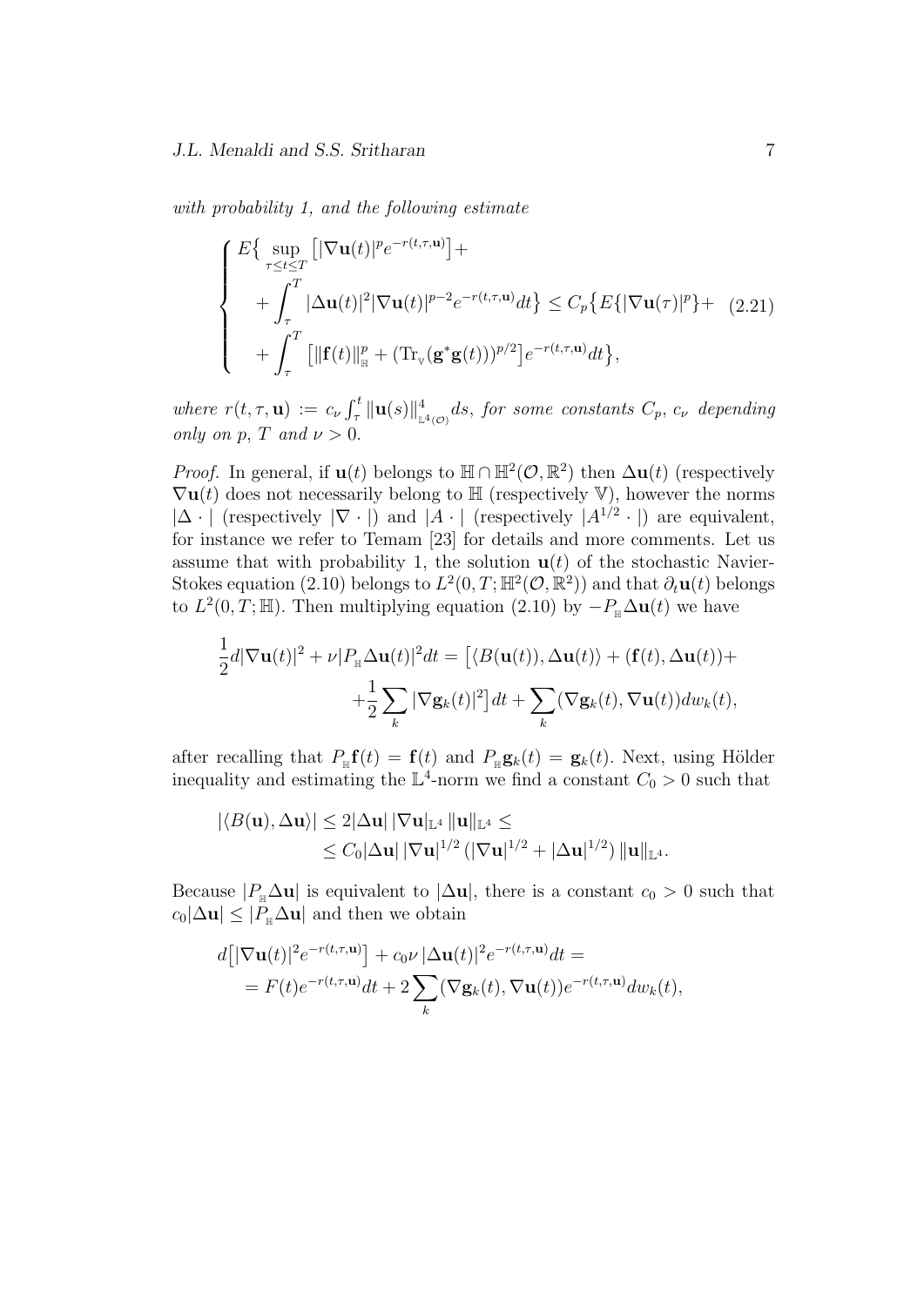*with probability 1, and the following estimate*

$$
\begin{cases}
E\big\{ \sup\limits_{\tau \le t \le T} \big[ |\nabla \mathbf{u}(t)|^p e^{-r(t,\tau,\mathbf{u})} \big] + \\
\quad + \displaystyle\int_\tau^T |\Delta \mathbf{u}(t)|^2 |\nabla \mathbf{u}(t)|^{p-2} e^{-r(t,\tau,\mathbf{u})} dt \big\} \le C_p \big\{ E\{ |\nabla \mathbf{u}(\tau)|^p \} + \\
\quad + \displaystyle\int_\tau^T \big[ \|\mathbf{f}(t)\|_{\mathbb{H}}^p + (\mathrm{Tr}_{\mathbb{V}}(\mathbf{g}^* \mathbf{g}(t)))^{p/2} \big] e^{-r(t,\tau,\mathbf{u})} dt \big\},
\end{cases}
\tag{2.21}
$$

*where* $r(t,\tau,\mathbf{u}) := c_\nu \int_\tau^t \|\mathbf{u}(s)\|_{\mathbb{L}^4(\mathcal{O})}^4 ds$, *for some constants* $C_p$, $c_\nu$ *depending only on* $p$, $T$ *and* $\nu > 0$.

*Proof.* In general, if $\mathbf{u}(t)$ belongs to $\mathbb{H} \cap \mathbb{H}^2(\mathcal{O}, \mathbb{R}^2)$ then $\Delta \mathbf{u}(t)$ (respectively $\nabla \mathbf{u}(t)$ does not necessarily belong to $\mathbb{H}$ (respectively $\mathbb{V}$), however the norms $|\Delta \cdot|$ (respectively $|\nabla \cdot|$) and $|A \cdot|$ (respectively $|A^{1/2} \cdot|$) are equivalent, for instance we refer to Temam [23] for details and more comments. Let us assume that with probability 1, the solution $\mathbf{u}(t)$ of the stochastic Navier-Stokes equation (2.10) belongs to $L^2(0,T; \mathbb{H}^2(\mathcal{O}, \mathbb{R}^2))$ and that $\partial_t \mathbf{u}(t)$ belongs to $L^2(0,T; \mathbb{H})$. Then multiplying equation (2.10) by $-P_{\mathbb{H}} \Delta \mathbf{u}(t)$ we have

$$
\begin{aligned}
\frac{1}{2} d|\nabla \mathbf{u}(t)|^2 + \nu |P_{\mathbb{H}} \Delta \mathbf{u}(t)|^2 dt = \big[ \langle B(\mathbf{u}(t)), \Delta \mathbf{u}(t) \rangle + (\mathbf{f}(t), \Delta \mathbf{u}(t)) + \\
+ \frac{1}{2} \sum_k |\nabla \mathbf{g}_k(t)|^2 \big] dt + \sum_k (\nabla \mathbf{g}_k(t), \nabla \mathbf{u}(t)) dw_k(t),
\end{aligned}
$$

after recalling that $P_{\mathbb{H}} \mathbf{f}(t) = \mathbf{f}(t)$ and $P_{\mathbb{H}} \mathbf{g}_k(t) = \mathbf{g}_k(t)$. Next, using Hölder inequality and estimating the $\mathbb{L}^4$-norm we find a constant $C_0 > 0$ such that

$$
\begin{aligned}
|\langle B(\mathbf{u}), \Delta \mathbf{u} \rangle| &\le 2 |\Delta \mathbf{u}| \, |\nabla \mathbf{u}|_{\mathbb{L}^4} \, \|\mathbf{u}\|_{\mathbb{L}^4} \le \\
&\le C_0 |\Delta \mathbf{u}| \, |\nabla \mathbf{u}|^{1/2} \, (|\nabla \mathbf{u}|^{1/2} + |\Delta \mathbf{u}|^{1/2}) \, \|\mathbf{u}\|_{\mathbb{L}^4}.
\end{aligned}
$$

Because $|P_{\mathbb{H}} \Delta \mathbf{u}|$ is equivalent to $|\Delta \mathbf{u}|$, there is a constant $c_0 > 0$ such that $c_0 |\Delta \mathbf{u}| \le |P_{\mathbb{H}} \Delta \mathbf{u}|$ and then we obtain

$$
\begin{aligned}
& d\big[ |\nabla \mathbf{u}(t)|^2 e^{-r(t,\tau,\mathbf{u})} \big] + c_0 \nu \, |\Delta \mathbf{u}(t)|^2 e^{-r(t,\tau,\mathbf{u})} dt = \\
& = F(t) e^{-r(t,\tau,\mathbf{u})} dt + 2 \sum_k (\nabla \mathbf{g}_k(t), \nabla \mathbf{u}(t)) e^{-r(t,\tau,\mathbf{u})} dw_k(t),
\end{aligned}
$$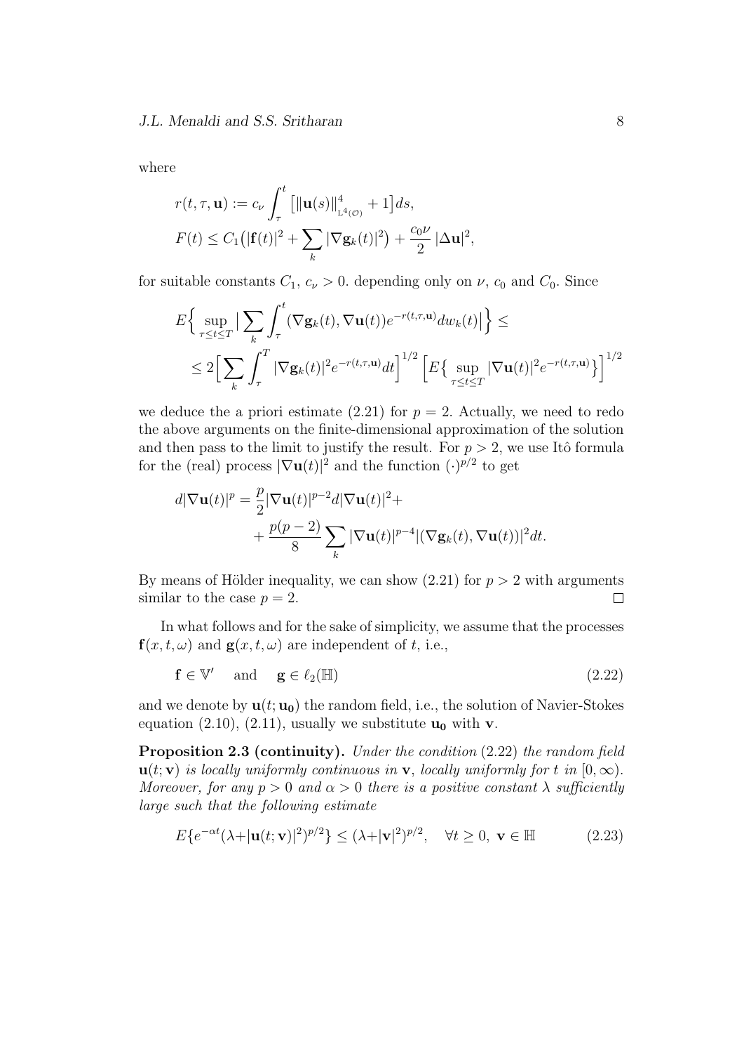where

$$
\begin{aligned}
&r(t,\tau,\mathbf{u}) := c_\nu \int_\tau^t \big[\|\mathbf{u}(s)\|^4_{\mathbb{L}^4(\mathcal{O})} + 1\big] ds, \\
&F(t) \le C_1\big(|\mathbf{f}(t)|^2 + \sum_k |\nabla \mathbf{g}_k(t)|^2\big) + \frac{c_0\nu}{2}\,|\Delta \mathbf{u}|^2,
\end{aligned}
$$

for suitable constants $C_1$, $c_\nu > 0$. depending only on $\nu$, $c_0$ and $C_0$. Since

$$
\begin{aligned}
&E\Big\{\sup_{\tau\le t\le T} \big|\sum_k \int_\tau^t (\nabla \mathbf{g}_k(t), \nabla \mathbf{u}(t)) e^{-r(t,\tau,\mathbf{u})} dw_k(t)\big|\Big\} \le \\
&\le 2\Big[\sum_k \int_\tau^T |\nabla \mathbf{g}_k(t)|^2 e^{-r(t,\tau,\mathbf{u})} dt\Big]^{1/2} \Big[E\big\{\sup_{\tau\le t\le T} |\nabla \mathbf{u}(t)|^2 e^{-r(t,\tau,\mathbf{u})}\big\}\Big]^{1/2}
\end{aligned}
$$

we deduce the a priori estimate (2.21) for $p = 2$. Actually, we need to redo the above arguments on the finite-dimensional approximation of the solution and then pass to the limit to justify the result. For $p > 2$, we use Itô formula for the (real) process $|\nabla \mathbf{u}(t)|^2$ and the function $(\cdot)^{p/2}$ to get

$$
\begin{aligned}
d|\nabla \mathbf{u}(t)|^p = &\frac{p}{2} |\nabla \mathbf{u}(t)|^{p-2} d|\nabla \mathbf{u}(t)|^2 + \\
&+ \frac{p(p-2)}{8} \sum_k |\nabla \mathbf{u}(t)|^{p-4} |(\nabla \mathbf{g}_k(t), \nabla \mathbf{u}(t))|^2 dt.
\end{aligned}
$$

By means of Hölder inequality, we can show (2.21) for $p > 2$ with arguments similar to the case $p = 2$. $\square$

In what follows and for the sake of simplicity, we assume that the processes $\mathbf{f}(x,t,\omega)$ and $\mathbf{g}(x,t,\omega)$ are independent of $t$, i.e.,

$$
\mathbf{f} \in \mathbb{V}' \quad \text{and} \quad \mathbf{g} \in \ell_2(\mathbb{H}) \tag{2.22}
$$

and we denote by $\mathbf{u}(t;\mathbf{u_0})$ the random field, i.e., the solution of Navier-Stokes equation (2.10), (2.11), usually we substitute $\mathbf{u_0}$ with $\mathbf{v}$.

**Proposition 2.3 (continuity).** *Under the condition* (2.22) *the random field* $\mathbf{u}(t;\mathbf{v})$ *is locally uniformly continuous in* $\mathbf{v}$*, locally uniformly for* $t$ *in* $[0,\infty)$*. Moreover, for any* $p > 0$ *and* $\alpha > 0$ *there is a positive constant* $\lambda$ *sufficiently large such that the following estimate*

$$
E\{e^{-\alpha t}(\lambda + |\mathbf{u}(t;\mathbf{v})|^2)^{p/2}\} \le (\lambda + |\mathbf{v}|^2)^{p/2}, \quad \forall t \ge 0,\ \mathbf{v} \in \mathbb{H} \tag{2.23}
$$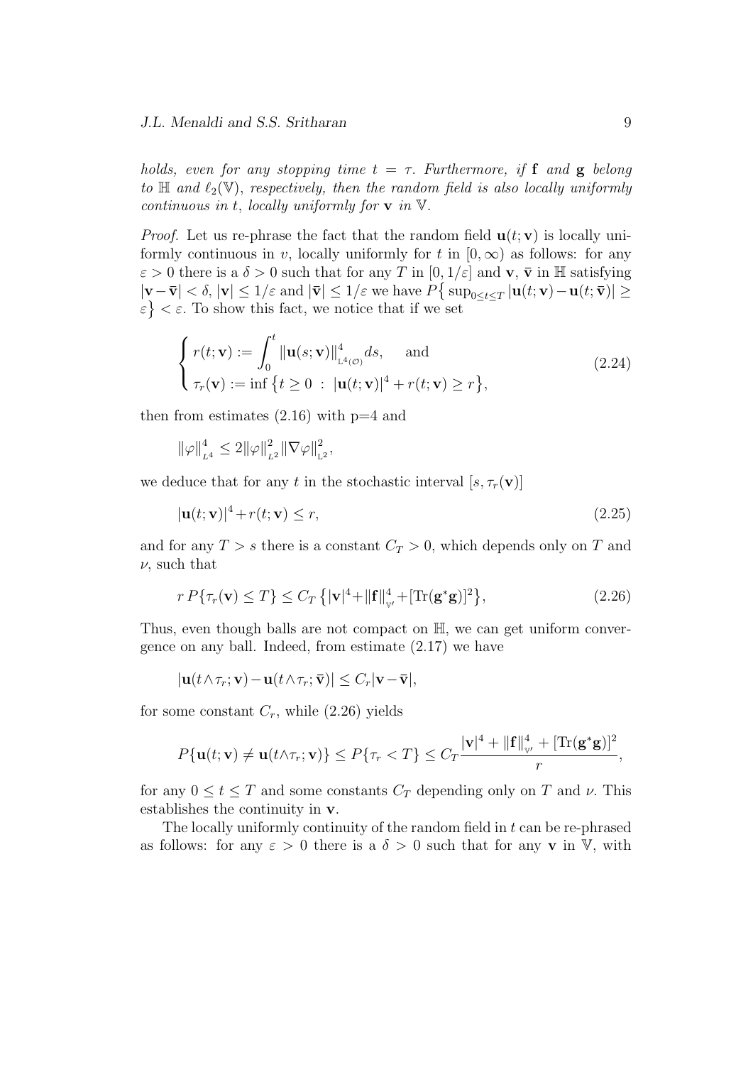*holds, even for any stopping time $t = \tau$. Furthermore, if $\mathbf{f}$ and $\mathbf{g}$ belong to $\mathbb{H}$ and $\ell_2(\mathbb{V})$, respectively, then the random field is also locally uniformly continuous in $t$, locally uniformly for $\mathbf{v}$ in $\mathbb{V}$.*

*Proof.* Let us re-phrase the fact that the random field $\mathbf{u}(t;\mathbf{v})$ is locally uniformly continuous in $v$, locally uniformly for $t$ in $[0,\infty)$ as follows: for any $\varepsilon > 0$ there is a $\delta > 0$ such that for any $T$ in $[0, 1/\varepsilon]$ and $\mathbf{v}$, $\bar{\mathbf{v}}$ in $\mathbb{H}$ satisfying $|\mathbf{v}-\bar{\mathbf{v}}| < \delta$, $|\mathbf{v}| \leq 1/\varepsilon$ and $|\bar{\mathbf{v}}| \leq 1/\varepsilon$ we have $P\big\{\sup_{0\leq t\leq T} |\mathbf{u}(t;\mathbf{v}) - \mathbf{u}(t;\bar{\mathbf{v}})| \geq \varepsilon\big\} < \varepsilon$. To show this fact, we notice that if we set

$$
\begin{cases} r(t;\mathbf{v}) := \displaystyle\int_0^t \|\mathbf{u}(s;\mathbf{v})\|^4_{\mathbb{L}^4(\mathcal{O})} ds, \quad \text{and} \\ \tau_r(\mathbf{v}) := \inf\big\{t \geq 0 \ : \ |\mathbf{u}(t;\mathbf{v})|^4 + r(t;\mathbf{v}) \geq r\big\}, \end{cases} \tag{2.24}
$$

then from estimates (2.16) with p=4 and

$$
\|\varphi\|^4_{L^4} \leq 2\|\varphi\|^2_{L^2} \|\nabla\varphi\|^2_{\mathbb{L}^2},
$$

we deduce that for any $t$ in the stochastic interval $[s, \tau_r(\mathbf{v})]$

$$
|\mathbf{u}(t;\mathbf{v})|^4 + r(t;\mathbf{v}) \leq r, \tag{2.25}
$$

and for any $T > s$ there is a constant $C_T > 0$, which depends only on $T$ and $\nu$, such that

$$
r\, P\{\tau_r(\mathbf{v}) \leq T\} \leq C_T \big\{|\mathbf{v}|^4 + \|\mathbf{f}\|^4_{\mathbb{V}'} + [\mathrm{Tr}(\mathbf{g}^*\mathbf{g})]^2\big\}, \tag{2.26}
$$

Thus, even though balls are not compact on $\mathbb{H}$, we can get uniform convergence on any ball. Indeed, from estimate (2.17) we have

$$
|\mathbf{u}(t\wedge\tau_r;\mathbf{v}) - \mathbf{u}(t\wedge\tau_r;\bar{\mathbf{v}})| \leq C_r|\mathbf{v}-\bar{\mathbf{v}}|,
$$

for some constant $C_r$, while (2.26) yields

$$
P\{\mathbf{u}(t;\mathbf{v}) \neq \mathbf{u}(t\wedge\tau_r;\mathbf{v})\} \leq P\{\tau_r < T\} \leq C_T \frac{|\mathbf{v}|^4 + \|\mathbf{f}\|^4_{\mathbb{V}'} + [\mathrm{Tr}(\mathbf{g}^*\mathbf{g})]^2}{r},
$$

for any $0 \leq t \leq T$ and some constants $C_T$ depending only on $T$ and $\nu$. This establishes the continuity in $\mathbf{v}$.

The locally uniformly continuity of the random field in $t$ can be re-phrased as follows: for any $\varepsilon > 0$ there is a $\delta > 0$ such that for any $\mathbf{v}$ in $\mathbb{V}$, with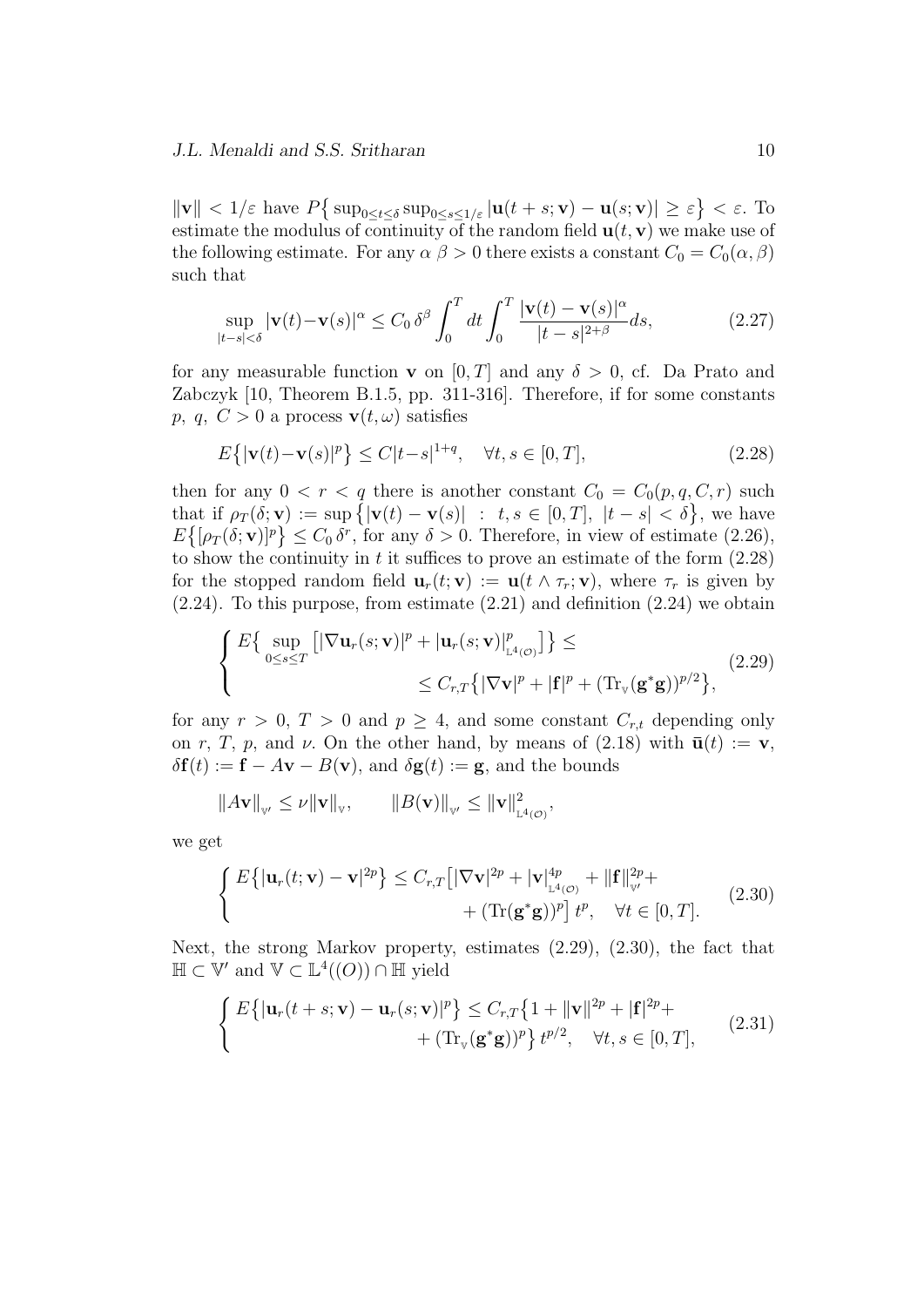$\|\mathbf{v}\| < 1/\varepsilon$ have $P\big\{ \sup_{0\le t\le\delta} \sup_{0\le s\le 1/\varepsilon} |\mathbf{u}(t+s;\mathbf{v}) - \mathbf{u}(s;\mathbf{v})| \ge \varepsilon \big\} < \varepsilon$. To estimate the modulus of continuity of the random field $\mathbf{u}(t,\mathbf{v})$ we make use of the following estimate. For any $\alpha\ \beta > 0$ there exists a constant $C_0 = C_0(\alpha,\beta)$ such that

$$\sup_{|t-s|<\delta} |\mathbf{v}(t) - \mathbf{v}(s)|^\alpha \le C_0\, \delta^\beta \int_0^T dt \int_0^T \frac{|\mathbf{v}(t)-\mathbf{v}(s)|^\alpha}{|t-s|^{2+\beta}} ds, \tag{2.27}$$

for any measurable function $\mathbf{v}$ on $[0,T]$ and any $\delta > 0$, cf. Da Prato and Zabczyk [10, Theorem B.1.5, pp. 311-316]. Therefore, if for some constants $p,\ q,\ C > 0$ a process $\mathbf{v}(t,\omega)$ satisfies

$$E\big\{|\mathbf{v}(t) - \mathbf{v}(s)|^p\big\} \le C|t-s|^{1+q}, \quad \forall t,s \in [0,T], \tag{2.28}$$

then for any $0 < r < q$ there is another constant $C_0 = C_0(p,q,C,r)$ such that if $\rho_T(\delta;\mathbf{v}) := \sup\big\{|\mathbf{v}(t) - \mathbf{v}(s)| \ : \ t,s \in [0,T],\ |t-s| < \delta\big\}$, we have $E\big\{[\rho_T(\delta;\mathbf{v})]^p\big\} \le C_0\, \delta^r$, for any $\delta > 0$. Therefore, in view of estimate (2.26), to show the continuity in $t$ it suffices to prove an estimate of the form (2.28) for the stopped random field $\mathbf{u}_r(t;\mathbf{v}) := \mathbf{u}(t\wedge\tau_r;\mathbf{v})$, where $\tau_r$ is given by (2.24). To this purpose, from estimate (2.21) and definition (2.24) we obtain

$$\begin{cases} E\big\{ \sup\limits_{0\le s\le T} \big[|\nabla \mathbf{u}_r(s;\mathbf{v})|^p + |\mathbf{u}_r(s;\mathbf{v})|^p_{\mathbb{L}^4(\mathcal{O})}\big]\big\} \le \\ \qquad\qquad \le C_{r,T}\big\{|\nabla \mathbf{v}|^p + |\mathbf{f}|^p + (\mathrm{Tr}_{\mathbb{V}}(\mathbf{g}^*\mathbf{g}))^{p/2}\big\}, \end{cases} \tag{2.29}$$

for any $r > 0$, $T > 0$ and $p \ge 4$, and some constant $C_{r,t}$ depending only on $r$, $T$, $p$, and $\nu$. On the other hand, by means of (2.18) with $\bar{\mathbf{u}}(t) := \mathbf{v}$, $\delta\mathbf{f}(t) := \mathbf{f} - A\mathbf{v} - B(\mathbf{v})$, and $\delta\mathbf{g}(t) := \mathbf{g}$, and the bounds

$$\|A\mathbf{v}\|_{\mathbb{V}'} \le \nu\|\mathbf{v}\|_{\mathbb{V}}, \qquad \|B(\mathbf{v})\|_{\mathbb{V}'} \le \|\mathbf{v}\|^2_{\mathbb{L}^4(\mathcal{O})},$$

we get

$$\begin{cases} E\big\{|\mathbf{u}_r(t;\mathbf{v}) - \mathbf{v}|^{2p}\big\} \le C_{r,T}\big[|\nabla \mathbf{v}|^{2p} + |\mathbf{v}|^{4p}_{\mathbb{L}^4(\mathcal{O})} + \|\mathbf{f}\|^{2p}_{\mathbb{V}'} + \\ \qquad\qquad + (\mathrm{Tr}(\mathbf{g}^*\mathbf{g}))^p\big]\, t^p, \quad \forall t \in [0,T]. \end{cases} \tag{2.30}$$

Next, the strong Markov property, estimates (2.29), (2.30), the fact that $\mathbb{H} \subset \mathbb{V}'$ and $\mathbb{V} \subset \mathbb{L}^4((O)) \cap \mathbb{H}$ yield

$$\begin{cases} E\big\{|\mathbf{u}_r(t+s;\mathbf{v}) - \mathbf{u}_r(s;\mathbf{v})|^p\big\} \le C_{r,T}\big\{1 + \|\mathbf{v}\|^{2p} + |\mathbf{f}|^{2p} + \\ \qquad\qquad + (\mathrm{Tr}_{\mathbb{V}}(\mathbf{g}^*\mathbf{g}))^p\big\}\, t^{p/2}, \quad \forall t,s \in [0,T], \end{cases} \tag{2.31}$$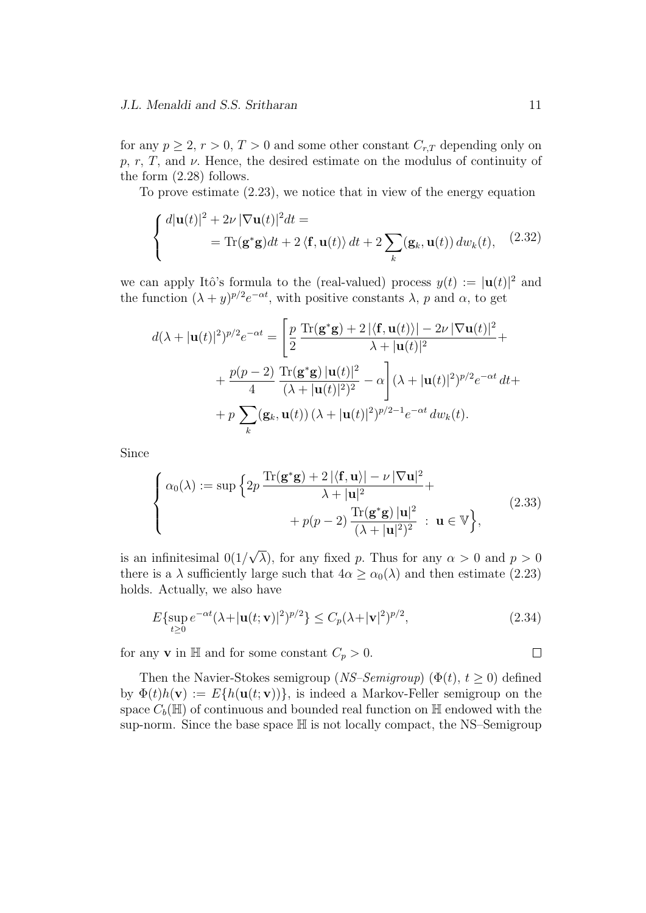for any $p \geq 2$, $r > 0$, $T > 0$ and some other constant $C_{r,T}$ depending only on $p$, $r$, $T$, and $\nu$. Hence, the desired estimate on the modulus of continuity of the form (2.28) follows.

To prove estimate (2.23), we notice that in view of the energy equation

$$
\begin{cases} d|\mathbf{u}(t)|^2 + 2\nu\, |\nabla \mathbf{u}(t)|^2 dt = \\ \qquad = \mathrm{Tr}(\mathbf{g}^*\mathbf{g}) dt + 2\, \langle \mathbf{f}, \mathbf{u}(t)\rangle\, dt + 2 \sum_k (\mathbf{g}_k, \mathbf{u}(t))\, dw_k(t), \end{cases} \tag{2.32}
$$

we can apply Itô's formula to the (real-valued) process $y(t) := |\mathbf{u}(t)|^2$ and the function $(\lambda + y)^{p/2} e^{-\alpha t}$, with positive constants $\lambda$, $p$ and $\alpha$, to get

$$
\begin{aligned}
d(\lambda + |\mathbf{u}(t)|^2)^{p/2} e^{-\alpha t} = \Bigg[ \frac{p}{2}\, \frac{\mathrm{Tr}(\mathbf{g}^*\mathbf{g}) + 2\, |\langle \mathbf{f}, \mathbf{u}(t)\rangle| - 2\nu\, |\nabla \mathbf{u}(t)|^2}{\lambda + |\mathbf{u}(t)|^2} + \\
+ \frac{p(p-2)}{4}\, \frac{\mathrm{Tr}(\mathbf{g}^*\mathbf{g})\, |\mathbf{u}(t)|^2}{(\lambda + |\mathbf{u}(t)|^2)^2} - \alpha \Bigg] (\lambda + |\mathbf{u}(t)|^2)^{p/2} e^{-\alpha t}\, dt + \\
+ p \sum_k (\mathbf{g}_k, \mathbf{u}(t))\, (\lambda + |\mathbf{u}(t)|^2)^{p/2-1} e^{-\alpha t}\, dw_k(t).
\end{aligned}
$$

Since

$$
\begin{cases} \alpha_0(\lambda) := \sup \Big\{ 2p\, \dfrac{\mathrm{Tr}(\mathbf{g}^*\mathbf{g}) + 2\, |\langle \mathbf{f}, \mathbf{u}\rangle| - \nu\, |\nabla \mathbf{u}|^2}{\lambda + |\mathbf{u}|^2} + \\ \qquad\qquad + p(p-2)\, \dfrac{\mathrm{Tr}(\mathbf{g}^*\mathbf{g})\, |\mathbf{u}|^2}{(\lambda + |\mathbf{u}|^2)^2} \;:\; \mathbf{u} \in \mathbb{V} \Big\}, \end{cases} \tag{2.33}
$$

is an infinitesimal $0(1/\sqrt{\lambda})$, for any fixed $p$. Thus for any $\alpha > 0$ and $p > 0$ there is a $\lambda$ sufficiently large such that $4\alpha \geq \alpha_0(\lambda)$ and then estimate (2.23) holds. Actually, we also have

$$
E\{\sup_{t \geq 0} e^{-\alpha t} (\lambda + |\mathbf{u}(t; \mathbf{v})|^2)^{p/2}\} \leq C_p (\lambda + |\mathbf{v}|^2)^{p/2}, \tag{2.34}
$$

for any $\mathbf{v}$ in $\mathbb{H}$ and for some constant $C_p > 0$. $\square$

Then the Navier-Stokes semigroup (*NS–Semigroup*) $(\Phi(t),\, t \geq 0)$ defined by $\Phi(t)h(\mathbf{v}) := E\{h(\mathbf{u}(t; \mathbf{v}))\}$, is indeed a Markov-Feller semigroup on the space $C_b(\mathbb{H})$ of continuous and bounded real function on $\mathbb{H}$ endowed with the sup-norm. Since the base space $\mathbb{H}$ is not locally compact, the NS–Semigroup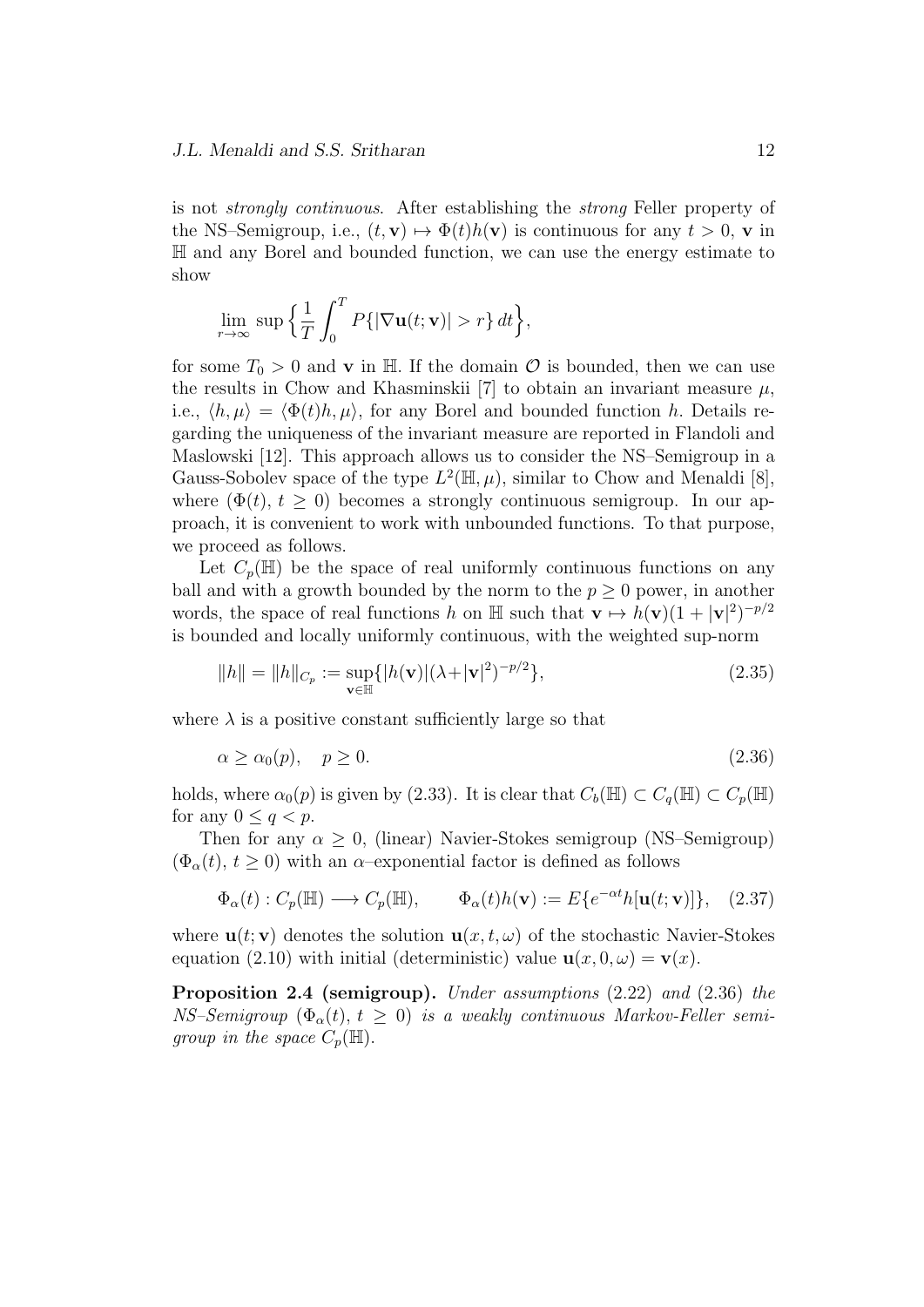is not *strongly continuous*. After establishing the *strong* Feller property of the NS–Semigroup, i.e., $(t, \mathbf{v}) \mapsto \Phi(t)h(\mathbf{v})$ is continuous for any $t > 0$, $\mathbf{v}$ in $\mathbb{H}$ and any Borel and bounded function, we can use the energy estimate to show

$$\lim_{r\to\infty} \sup \Big\{ \frac{1}{T} \int_0^T P\{|\nabla \mathbf{u}(t; \mathbf{v})| > r\}\, dt \Big\},$$

for some $T_0 > 0$ and $\mathbf{v}$ in $\mathbb{H}$. If the domain $\mathcal{O}$ is bounded, then we can use the results in Chow and Khasminskii [7] to obtain an invariant measure $\mu$, i.e., $\langle h, \mu\rangle = \langle \Phi(t)h, \mu\rangle$, for any Borel and bounded function $h$. Details regarding the uniqueness of the invariant measure are reported in Flandoli and Maslowski [12]. This approach allows us to consider the NS–Semigroup in a Gauss-Sobolev space of the type $L^2(\mathbb{H}, \mu)$, similar to Chow and Menaldi [8], where $(\Phi(t),\, t \geq 0)$ becomes a strongly continuous semigroup. In our approach, it is convenient to work with unbounded functions. To that purpose, we proceed as follows.

Let $C_p(\mathbb{H})$ be the space of real uniformly continuous functions on any ball and with a growth bounded by the norm to the $p \geq 0$ power, in another words, the space of real functions $h$ on $\mathbb{H}$ such that $\mathbf{v} \mapsto h(\mathbf{v})(1 + |\mathbf{v}|^2)^{-p/2}$ is bounded and locally uniformly continuous, with the weighted sup-norm

$$\|h\| = \|h\|_{C_p} := \sup_{\mathbf{v}\in\mathbb{H}} \{|h(\mathbf{v})|(\lambda + |\mathbf{v}|^2)^{-p/2}\}, \tag{2.35}$$

where $\lambda$ is a positive constant sufficiently large so that

$$\alpha \geq \alpha_0(p), \quad p \geq 0. \tag{2.36}$$

holds, where $\alpha_0(p)$ is given by (2.33). It is clear that $C_b(\mathbb{H}) \subset C_q(\mathbb{H}) \subset C_p(\mathbb{H})$ for any $0 \leq q < p$.

Then for any $\alpha \geq 0$, (linear) Navier-Stokes semigroup (NS–Semigroup) $(\Phi_\alpha(t),\, t \geq 0)$ with an $\alpha$–exponential factor is defined as follows

$$\Phi_\alpha(t) : C_p(\mathbb{H}) \longrightarrow C_p(\mathbb{H}), \qquad \Phi_\alpha(t)h(\mathbf{v}) := E\{e^{-\alpha t} h[\mathbf{u}(t; \mathbf{v})]\}, \tag{2.37}$$

where $\mathbf{u}(t; \mathbf{v})$ denotes the solution $\mathbf{u}(x, t, \omega)$ of the stochastic Navier-Stokes equation (2.10) with initial (deterministic) value $\mathbf{u}(x, 0, \omega) = \mathbf{v}(x)$.

**Proposition 2.4 (semigroup).** *Under assumptions* (2.22) *and* (2.36) *the NS–Semigroup* $(\Phi_\alpha(t),\, t \geq 0)$ *is a weakly continuous Markov-Feller semigroup in the space* $C_p(\mathbb{H})$.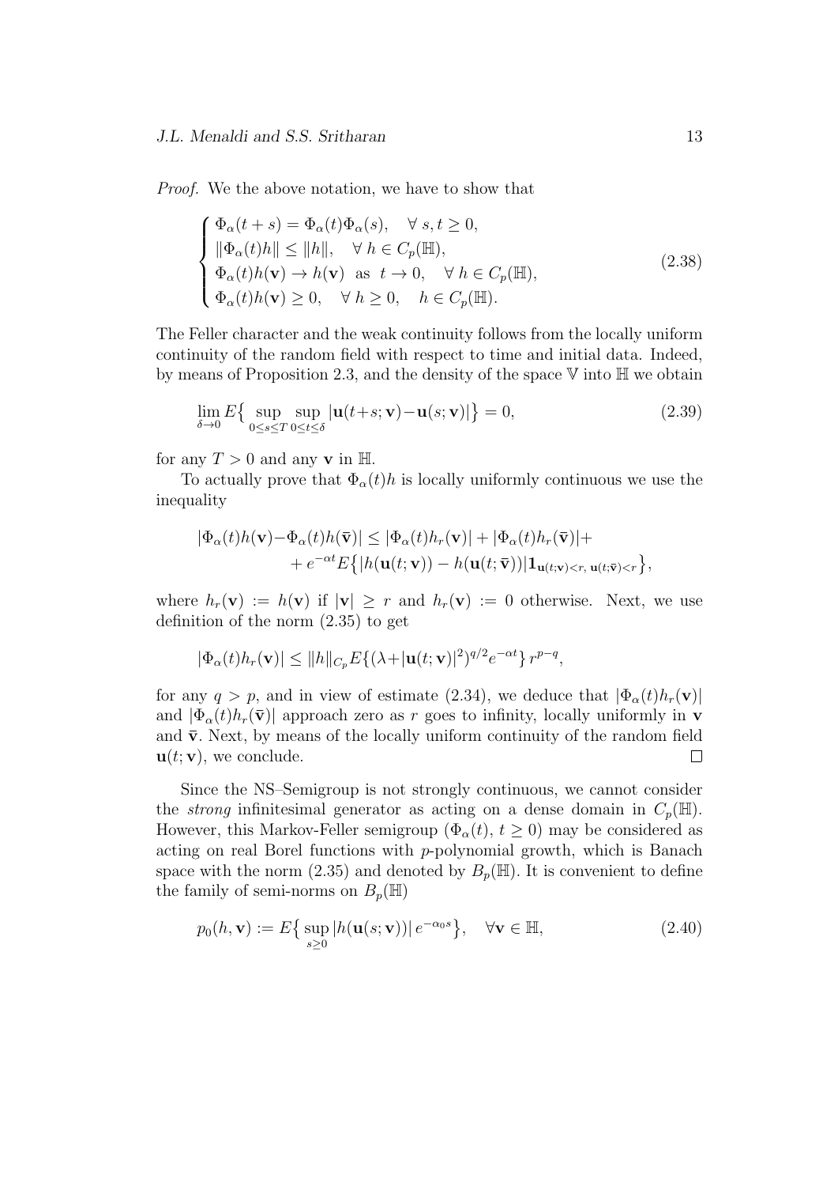*Proof.* We the above notation, we have to show that

$$
\begin{cases} \Phi_\alpha(t+s) = \Phi_\alpha(t)\Phi_\alpha(s), \quad \forall \, s,t \geq 0, \\ \|\Phi_\alpha(t)h\| \leq \|h\|, \quad \forall \, h \in C_p(\mathbb{H}), \\ \Phi_\alpha(t)h(\mathbf{v}) \to h(\mathbf{v}) \;\text{ as }\; t \to 0, \quad \forall \, h \in C_p(\mathbb{H}), \\ \Phi_\alpha(t)h(\mathbf{v}) \geq 0, \quad \forall \, h \geq 0, \quad h \in C_p(\mathbb{H}). \end{cases} \tag{2.38}
$$

The Feller character and the weak continuity follows from the locally uniform continuity of the random field with respect to time and initial data. Indeed, by means of Proposition 2.3, and the density of the space $\mathbb{V}$ into $\mathbb{H}$ we obtain

$$
\lim_{\delta \to 0} E\big\{ \sup_{0 \leq s \leq T} \sup_{0 \leq t \leq \delta} |\mathbf{u}(t+s;\mathbf{v}) - \mathbf{u}(s;\mathbf{v})| \big\} = 0, \tag{2.39}
$$

for any $T > 0$ and any $\mathbf{v}$ in $\mathbb{H}$.

To actually prove that $\Phi_\alpha(t)h$ is locally uniformly continuous we use the inequality

$$
\begin{aligned} |\Phi_\alpha(t)h(\mathbf{v}) - \Phi_\alpha(t)h(\bar{\mathbf{v}})| &\leq |\Phi_\alpha(t)h_r(\mathbf{v})| + |\Phi_\alpha(t)h_r(\bar{\mathbf{v}})| + \\ &\quad + e^{-\alpha t} E\big\{ |h(\mathbf{u}(t;\mathbf{v})) - h(\mathbf{u}(t;\bar{\mathbf{v}}))| \mathbf{1}_{\mathbf{u}(t;\mathbf{v})<r, \; \mathbf{u}(t;\bar{\mathbf{v}})<r} \big\}, \end{aligned}
$$

where $h_r(\mathbf{v}) := h(\mathbf{v})$ if $|\mathbf{v}| \geq r$ and $h_r(\mathbf{v}) := 0$ otherwise. Next, we use definition of the norm (2.35) to get

$$
|\Phi_\alpha(t)h_r(\mathbf{v})| \leq \|h\|_{C_p} E\{(\lambda + |\mathbf{u}(t;\mathbf{v})|^2)^{q/2} e^{-\alpha t}\} \, r^{p-q},
$$

for any $q > p$, and in view of estimate (2.34), we deduce that $|\Phi_\alpha(t)h_r(\mathbf{v})|$ and $|\Phi_\alpha(t)h_r(\bar{\mathbf{v}})|$ approach zero as $r$ goes to infinity, locally uniformly in $\mathbf{v}$ and $\bar{\mathbf{v}}$. Next, by means of the locally uniform continuity of the random field $\mathbf{u}(t;\mathbf{v})$, we conclude. □

Since the NS–Semigroup is not strongly continuous, we cannot consider the *strong* infinitesimal generator as acting on a dense domain in $C_p(\mathbb{H})$. However, this Markov-Feller semigroup $(\Phi_\alpha(t), \, t \geq 0)$ may be considered as acting on real Borel functions with $p$-polynomial growth, which is Banach space with the norm (2.35) and denoted by $B_p(\mathbb{H})$. It is convenient to define the family of semi-norms on $B_p(\mathbb{H})$

$$
p_0(h, \mathbf{v}) := E\big\{ \sup_{s \geq 0} |h(\mathbf{u}(s;\mathbf{v}))| \, e^{-\alpha_0 s} \big\}, \quad \forall \mathbf{v} \in \mathbb{H}, \tag{2.40}
$$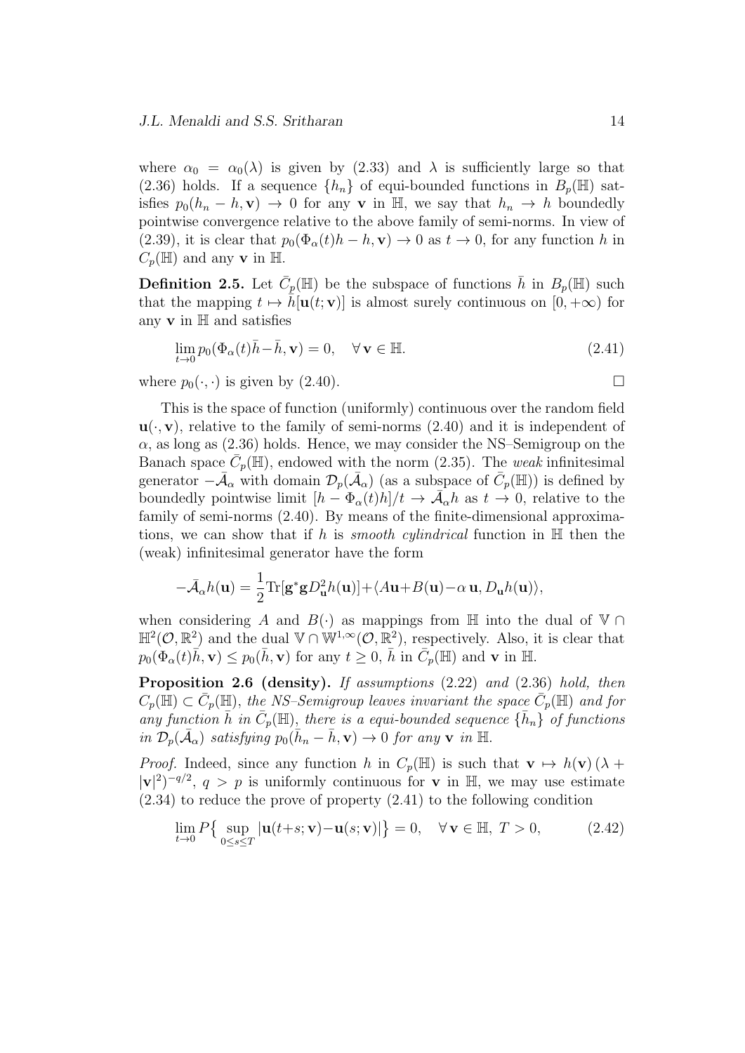where $\alpha_0 = \alpha_0(\lambda)$ is given by (2.33) and $\lambda$ is sufficiently large so that (2.36) holds. If a sequence $\{h_n\}$ of equi-bounded functions in $B_p(\mathbb{H})$ satisfies $p_0(h_n - h, \mathbf{v}) \to 0$ for any $\mathbf{v}$ in $\mathbb{H}$, we say that $h_n \to h$ boundedly pointwise convergence relative to the above family of semi-norms. In view of (2.39), it is clear that $p_0(\Phi_\alpha(t)h - h, \mathbf{v}) \to 0$ as $t \to 0$, for any function $h$ in $C_p(\mathbb{H})$ and any $\mathbf{v}$ in $\mathbb{H}$.

**Definition 2.5.** Let $\bar{C}_p(\mathbb{H})$ be the subspace of functions $\bar{h}$ in $B_p(\mathbb{H})$ such that the mapping $t \mapsto \bar{h}[\mathbf{u}(t;\mathbf{v})]$ is almost surely continuous on $[0,+\infty)$ for any $\mathbf{v}$ in $\mathbb{H}$ and satisfies

$$\lim_{t\to 0} p_0(\Phi_\alpha(t)\bar{h}-\bar{h}, \mathbf{v}) = 0, \quad \forall\, \mathbf{v} \in \mathbb{H}. \tag{2.41}$$

where $p_0(\cdot,\cdot)$ is given by (2.40). □

This is the space of function (uniformly) continuous over the random field $\mathbf{u}(\cdot,\mathbf{v})$, relative to the family of semi-norms (2.40) and it is independent of $\alpha$, as long as (2.36) holds. Hence, we may consider the NS–Semigroup on the Banach space $\bar{C}_p(\mathbb{H})$, endowed with the norm (2.35). The *weak* infinitesimal generator $-\bar{\mathcal{A}}_\alpha$ with domain $\mathcal{D}_p(\bar{\mathcal{A}}_\alpha)$ (as a subspace of $\bar{C}_p(\mathbb{H})$) is defined by boundedly pointwise limit $[h - \Phi_\alpha(t)h]/t \to \bar{\mathcal{A}}_\alpha h$ as $t \to 0$, relative to the family of semi-norms (2.40). By means of the finite-dimensional approximations, we can show that if $h$ is *smooth cylindrical* function in $\mathbb{H}$ then the (weak) infinitesimal generator have the form

$$-\bar{\mathcal{A}}_\alpha h(\mathbf{u}) = \frac{1}{2}\mathrm{Tr}[\mathbf{g}^*\mathbf{g}D^2_{\mathbf{u}}h(\mathbf{u})] + \langle A\mathbf{u} + B(\mathbf{u}) - \alpha\,\mathbf{u}, D_{\mathbf{u}}h(\mathbf{u})\rangle,$$

when considering $A$ and $B(\cdot)$ as mappings from $\mathbb{H}$ into the dual of $\mathbb{V} \cap \mathbb{H}^2(\mathcal{O},\mathbb{R}^2)$ and the dual $\mathbb{V} \cap \mathbb{W}^{1,\infty}(\mathcal{O},\mathbb{R}^2)$, respectively. Also, it is clear that $p_0(\Phi_\alpha(t)\bar{h}, \mathbf{v}) \le p_0(\bar{h}, \mathbf{v})$ for any $t \ge 0$, $\bar{h}$ in $\bar{C}_p(\mathbb{H})$ and $\mathbf{v}$ in $\mathbb{H}$.

**Proposition 2.6 (density).** *If assumptions* (2.22) *and* (2.36) *hold, then* $C_p(\mathbb{H}) \subset \bar{C}_p(\mathbb{H})$*, the NS–Semigroup leaves invariant the space* $\bar{C}_p(\mathbb{H})$ *and for any function* $\bar{h}$ *in* $\bar{C}_p(\mathbb{H})$*, there is a equi-bounded sequence* $\{\bar{h}_n\}$ *of functions in* $\mathcal{D}_p(\bar{\mathcal{A}}_\alpha)$ *satisfying* $p_0(\bar{h}_n - \bar{h}, \mathbf{v}) \to 0$ *for any* $\mathbf{v}$ *in* $\mathbb{H}$*.*

*Proof.* Indeed, since any function $h$ in $C_p(\mathbb{H})$ is such that $\mathbf{v} \mapsto h(\mathbf{v})\,(\lambda + |\mathbf{v}|^2)^{-q/2}$, $q > p$ is uniformly continuous for $\mathbf{v}$ in $\mathbb{H}$, we may use estimate (2.34) to reduce the prove of property (2.41) to the following condition

$$\lim_{t\to 0} P\big\{ \sup_{0\le s\le T} |\mathbf{u}(t+s;\mathbf{v}) - \mathbf{u}(s;\mathbf{v})| \big\} = 0, \quad \forall\, \mathbf{v} \in \mathbb{H},\ T > 0, \tag{2.42}$$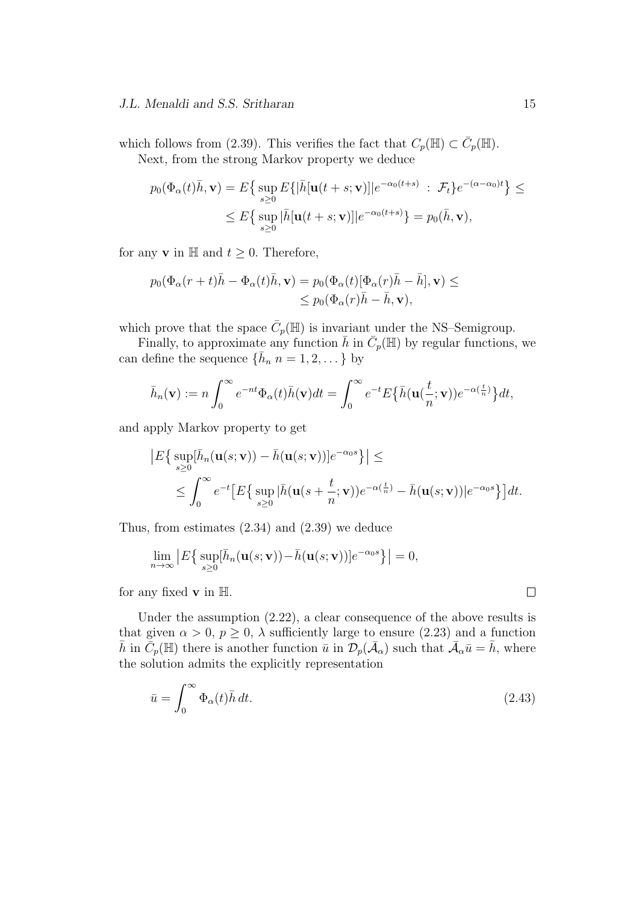which follows from (2.39). This verifies the fact that $C_p(\mathbb{H}) \subset \bar{C}_p(\mathbb{H})$.

Next, from the strong Markov property we deduce

$$
\begin{aligned}
p_0(\Phi_\alpha(t)\bar{h}, \mathbf{v}) = E\big\{ \sup_{s\geq 0} E\{|\bar{h}[\mathbf{u}(t+s;\mathbf{v})]| e^{-\alpha_0(t+s)} \;:\; \mathcal{F}_t\} e^{-(\alpha-\alpha_0)t}\big\} \leq \\
\leq E\big\{ \sup_{s\geq 0} |\bar{h}[\mathbf{u}(t+s;\mathbf{v})]| e^{-\alpha_0(t+s)}\big\} = p_0(\bar{h}, \mathbf{v}),
\end{aligned}
$$

for any $\mathbf{v}$ in $\mathbb{H}$ and $t \geq 0$. Therefore,

$$
\begin{aligned}
p_0(\Phi_\alpha(r+t)\bar{h} - \Phi_\alpha(t)\bar{h}, \mathbf{v}) = p_0(\Phi_\alpha(t)[\Phi_\alpha(r)\bar{h} - \bar{h}], \mathbf{v}) \leq \\
\leq p_0(\Phi_\alpha(r)\bar{h} - \bar{h}, \mathbf{v}),
\end{aligned}
$$

which prove that the space $\bar{C}_p(\mathbb{H})$ is invariant under the NS–Semigroup.

Finally, to approximate any function $\bar{h}$ in $\bar{C}_p(\mathbb{H})$ by regular functions, we can define the sequence $\{\bar{h}_n \; n = 1, 2, \dots\}$ by

$$
\bar{h}_n(\mathbf{v}) := n \int_0^\infty e^{-nt} \Phi_\alpha(t)\bar{h}(\mathbf{v}) dt = \int_0^\infty e^{-t} E\big\{\bar{h}(\mathbf{u}(\frac{t}{n};\mathbf{v})) e^{-\alpha(\frac{t}{n})}\big\} dt,
$$

and apply Markov property to get

$$
\begin{aligned}
&\big| E\big\{ \sup_{s\geq 0} [\bar{h}_n(\mathbf{u}(s;\mathbf{v})) - \bar{h}(\mathbf{u}(s;\mathbf{v}))] e^{-\alpha_0 s}\big\} \big| \leq \\
&\leq \int_0^\infty e^{-t} \big[ E\big\{ \sup_{s\geq 0} |\bar{h}(\mathbf{u}(s + \frac{t}{n};\mathbf{v})) e^{-\alpha(\frac{t}{n})} - \bar{h}(\mathbf{u}(s;\mathbf{v}))| e^{-\alpha_0 s}\big\}\big] dt.
\end{aligned}
$$

Thus, from estimates (2.34) and (2.39) we deduce

$$
\lim_{n\to\infty} \big| E\big\{ \sup_{s\geq 0} [\bar{h}_n(\mathbf{u}(s;\mathbf{v})) - \bar{h}(\mathbf{u}(s;\mathbf{v}))] e^{-\alpha_0 s}\big\} \big| = 0,
$$

for any fixed $\mathbf{v}$ in $\mathbb{H}$. $\square$

Under the assumption (2.22), a clear consequence of the above results is that given $\alpha > 0$, $p \geq 0$, $\lambda$ sufficiently large to ensure (2.23) and a function $\bar{h}$ in $\bar{C}_p(\mathbb{H})$ there is another function $\bar{u}$ in $\mathcal{D}_p(\bar{\mathcal{A}}_\alpha)$ such that $\bar{\mathcal{A}}_\alpha \bar{u} = \bar{h}$, where the solution admits the explicitly representation

$$
\bar{u} = \int_0^\infty \Phi_\alpha(t)\bar{h} \, dt. \tag{2.43}
$$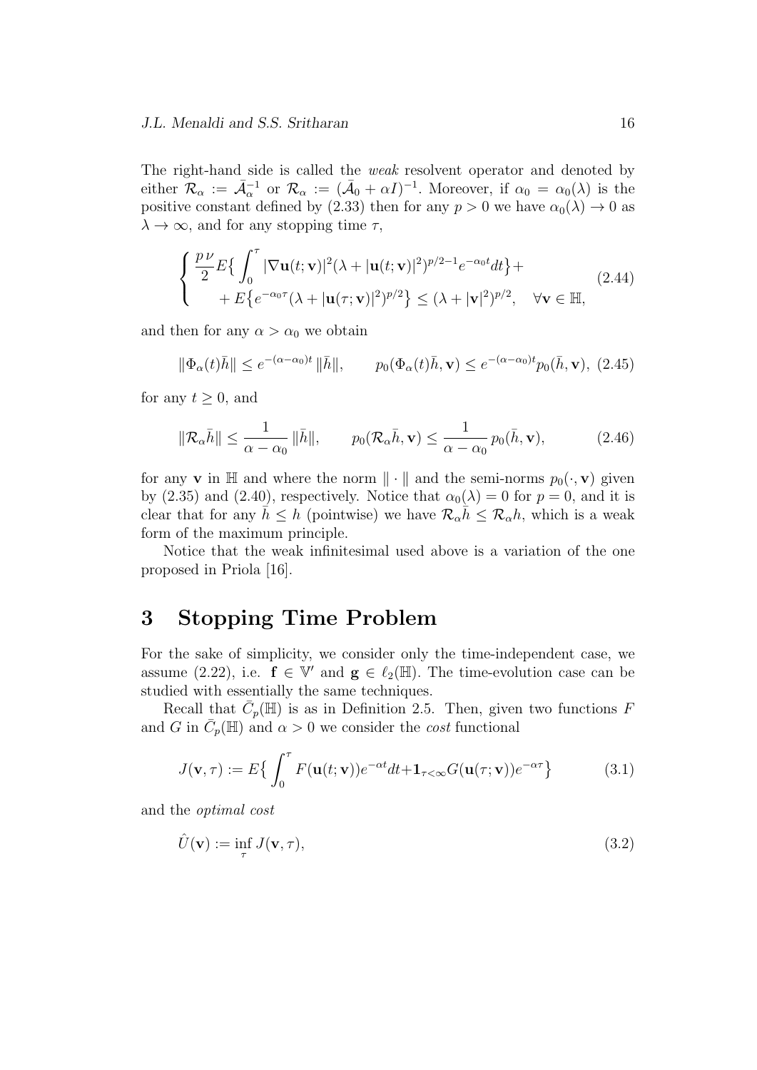The right-hand side is called the *weak* resolvent operator and denoted by either $\mathcal{R}_\alpha := \bar{\mathcal{A}}_\alpha^{-1}$ or $\mathcal{R}_\alpha := (\bar{\mathcal{A}}_0 + \alpha I)^{-1}$. Moreover, if $\alpha_0 = \alpha_0(\lambda)$ is the positive constant defined by (2.33) then for any $p > 0$ we have $\alpha_0(\lambda) \to 0$ as $\lambda \to \infty$, and for any stopping time $\tau$,

$$
\begin{cases} \dfrac{p\,\nu}{2} E\big\{ \displaystyle\int_0^\tau |\nabla \mathbf{u}(t;\mathbf{v})|^2 (\lambda + |\mathbf{u}(t;\mathbf{v})|^2)^{p/2-1} e^{-\alpha_0 t} dt \big\} + \\ \qquad + E\big\{ e^{-\alpha_0 \tau} (\lambda + |\mathbf{u}(\tau;\mathbf{v})|^2)^{p/2} \big\} \leq (\lambda + |\mathbf{v}|^2)^{p/2}, \quad \forall \mathbf{v} \in \mathbb{H}, \end{cases} \tag{2.44}
$$

and then for any $\alpha > \alpha_0$ we obtain

$$
\|\Phi_\alpha(t)\bar{h}\| \leq e^{-(\alpha-\alpha_0)t} \, \|\bar{h}\|, \qquad p_0(\Phi_\alpha(t)\bar{h}, \mathbf{v}) \leq e^{-(\alpha-\alpha_0)t} p_0(\bar{h}, \mathbf{v}), \tag{2.45}
$$

for any $t \geq 0$, and

$$
\|\mathcal{R}_\alpha \bar{h}\| \leq \frac{1}{\alpha - \alpha_0} \, \|\bar{h}\|, \qquad p_0(\mathcal{R}_\alpha \bar{h}, \mathbf{v}) \leq \frac{1}{\alpha - \alpha_0} \, p_0(\bar{h}, \mathbf{v}), \tag{2.46}
$$

for any $\mathbf{v}$ in $\mathbb{H}$ and where the norm $\| \cdot \|$ and the semi-norms $p_0(\cdot, \mathbf{v})$ given by (2.35) and (2.40), respectively. Notice that $\alpha_0(\lambda) = 0$ for $p = 0$, and it is clear that for any $\bar{h} \leq h$ (pointwise) we have $\mathcal{R}_\alpha \bar{h} \leq \mathcal{R}_\alpha h$, which is a weak form of the maximum principle.

Notice that the weak infinitesimal used above is a variation of the one proposed in Priola [16].

# 3 Stopping Time Problem

For the sake of simplicity, we consider only the time-independent case, we assume (2.22), i.e. $\mathbf{f} \in \mathbb{V}'$ and $\mathbf{g} \in \ell_2(\mathbb{H})$. The time-evolution case can be studied with essentially the same techniques.

Recall that $\bar{C}_p(\mathbb{H})$ is as in Definition 2.5. Then, given two functions $F$ and $G$ in $\bar{C}_p(\mathbb{H})$ and $\alpha > 0$ we consider the *cost* functional

$$
J(\mathbf{v}, \tau) := E\big\{ \int_0^\tau F(\mathbf{u}(t;\mathbf{v})) e^{-\alpha t} dt + \mathbf{1}_{\tau < \infty} G(\mathbf{u}(\tau;\mathbf{v})) e^{-\alpha \tau} \big\} \tag{3.1}
$$

and the *optimal cost*

$$
\hat{U}(\mathbf{v}) := \inf_\tau J(\mathbf{v}, \tau), \tag{3.2}
$$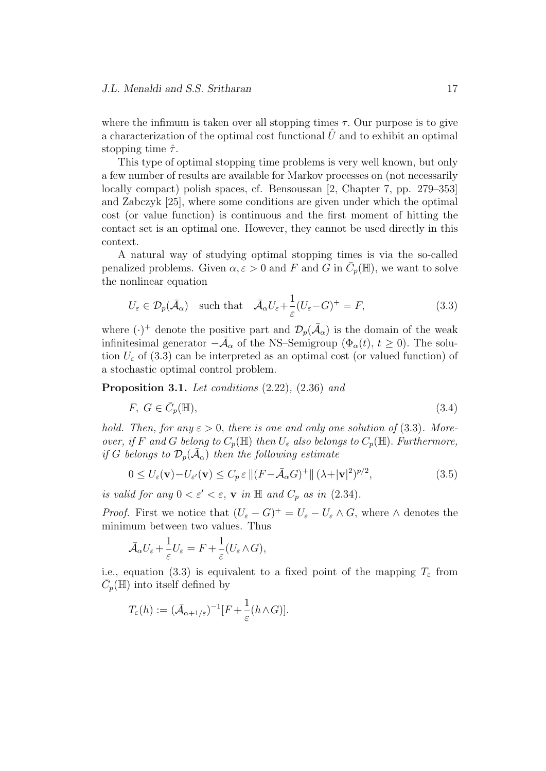where the infimum is taken over all stopping times $\tau$. Our purpose is to give a characterization of the optimal cost functional $\hat{U}$ and to exhibit an optimal stopping time $\hat{\tau}$.

This type of optimal stopping time problems is very well known, but only a few number of results are available for Markov processes on (not necessarily locally compact) polish spaces, cf. Bensoussan [2, Chapter 7, pp. 279–353] and Zabczyk [25], where some conditions are given under which the optimal cost (or value function) is continuous and the first moment of hitting the contact set is an optimal one. However, they cannot be used directly in this context.

A natural way of studying optimal stopping times is via the so-called penalized problems. Given $\alpha, \varepsilon > 0$ and $F$ and $G$ in $\bar{C}_p(\mathbb{H})$, we want to solve the nonlinear equation

$$U_\varepsilon \in \mathcal{D}_p(\bar{\mathcal{A}}_\alpha) \quad \text{such that} \quad \bar{\mathcal{A}}_\alpha U_\varepsilon + \frac{1}{\varepsilon}(U_\varepsilon - G)^+ = F, \tag{3.3}$$

where $(\cdot)^+$ denote the positive part and $\mathcal{D}_p(\bar{\mathcal{A}}_\alpha)$ is the domain of the weak infinitesimal generator $-\bar{\mathcal{A}}_\alpha$ of the NS–Semigroup $(\Phi_\alpha(t),\, t \geq 0)$. The solution $U_\varepsilon$ of (3.3) can be interpreted as an optimal cost (or valued function) of a stochastic optimal control problem.

**Proposition 3.1.** *Let conditions* (2.22)*,* (2.36) *and*

$$F,\ G \in \bar{C}_p(\mathbb{H}), \tag{3.4}$$

*hold. Then, for any $\varepsilon > 0$, there is one and only one solution of* (3.3)*. Moreover, if $F$ and $G$ belong to $C_p(\mathbb{H})$ then $U_\varepsilon$ also belongs to $C_p(\mathbb{H})$. Furthermore, if $G$ belongs to $\mathcal{D}_p(\bar{\mathcal{A}}_\alpha)$ then the following estimate*

$$0 \leq U_\varepsilon(\mathbf{v}) - U_{\varepsilon'}(\mathbf{v}) \leq C_p\, \varepsilon\, \|(F - \bar{\mathcal{A}}_\alpha G)^+\|\, (\lambda + |\mathbf{v}|^2)^{p/2}, \tag{3.5}$$

*is valid for any $0 < \varepsilon' < \varepsilon$, $\mathbf{v}$ in $\mathbb{H}$ and $C_p$ as in* (2.34)*.*

*Proof.* First we notice that $(U_\varepsilon - G)^+ = U_\varepsilon - U_\varepsilon \wedge G$, where $\wedge$ denotes the minimum between two values. Thus

$$\bar{\mathcal{A}}_\alpha U_\varepsilon + \frac{1}{\varepsilon} U_\varepsilon = F + \frac{1}{\varepsilon}(U_\varepsilon \wedge G),$$

i.e., equation (3.3) is equivalent to a fixed point of the mapping $T_\varepsilon$ from $\bar{C}_p(\mathbb{H})$ into itself defined by

$$T_\varepsilon(h) := (\bar{\mathcal{A}}_{\alpha + 1/\varepsilon})^{-1}[F + \frac{1}{\varepsilon}(h \wedge G)].$$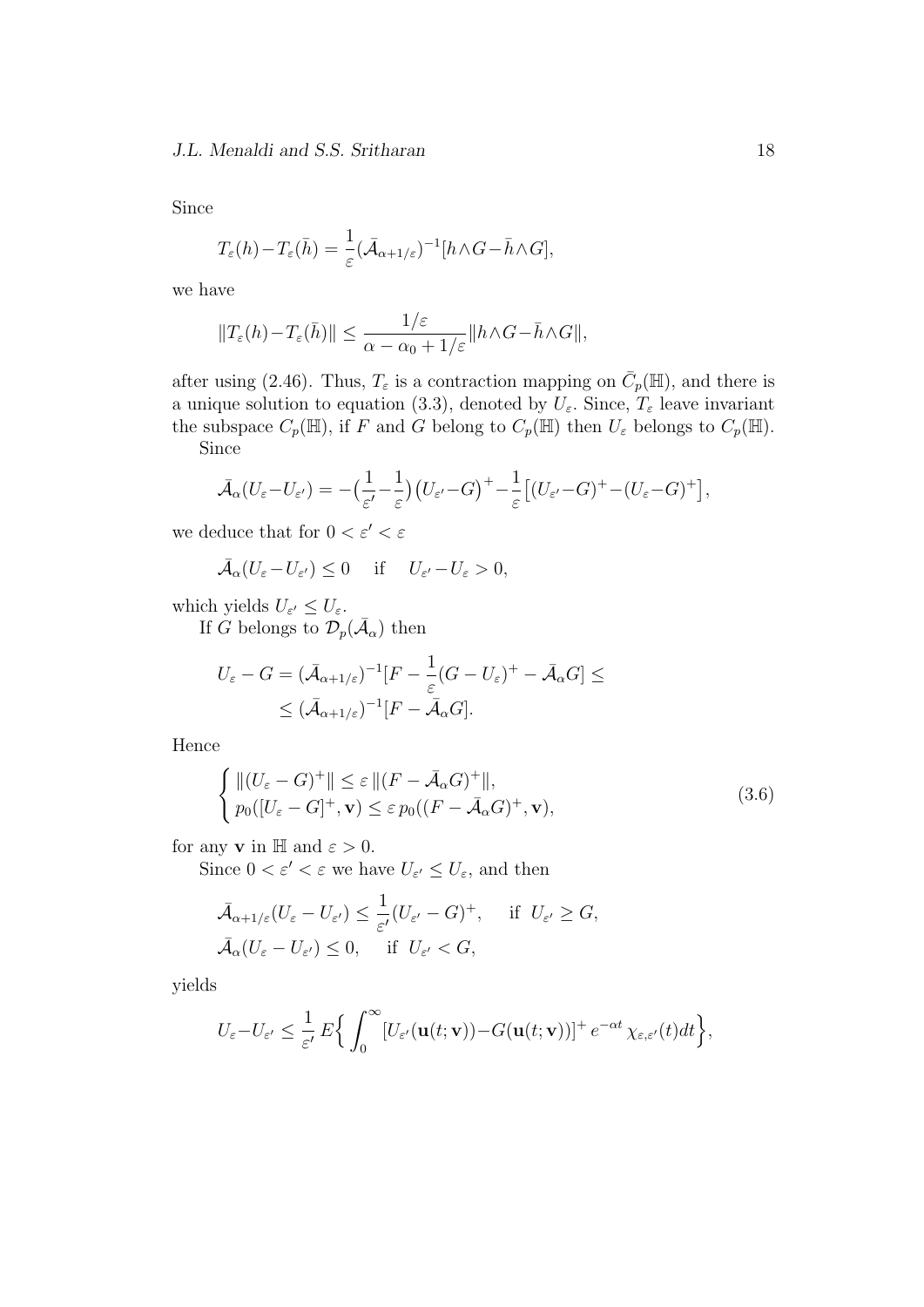Since

$$T_\varepsilon(h) - T_\varepsilon(\bar{h}) = \frac{1}{\varepsilon}(\bar{\mathcal{A}}_{\alpha+1/\varepsilon})^{-1}[h \wedge G - \bar{h} \wedge G],$$

we have

$$\|T_\varepsilon(h) - T_\varepsilon(\bar{h})\| \le \frac{1/\varepsilon}{\alpha - \alpha_0 + 1/\varepsilon} \|h \wedge G - \bar{h} \wedge G\|,$$

after using (2.46). Thus, $T_\varepsilon$ is a contraction mapping on $\bar{C}_p(\mathbb{H})$, and there is a unique solution to equation (3.3), denoted by $U_\varepsilon$. Since, $T_\varepsilon$ leave invariant the subspace $C_p(\mathbb{H})$, if $F$ and $G$ belong to $C_p(\mathbb{H})$ then $U_\varepsilon$ belongs to $C_p(\mathbb{H})$.

Since

$$\bar{\mathcal{A}}_\alpha(U_\varepsilon - U_{\varepsilon'}) = -\big(\frac{1}{\varepsilon'} - \frac{1}{\varepsilon}\big)\big(U_{\varepsilon'} - G\big)^+ - \frac{1}{\varepsilon}\big[(U_{\varepsilon'} - G)^+ - (U_\varepsilon - G)^+\big],$$

we deduce that for $0 < \varepsilon' < \varepsilon$

$$\bar{\mathcal{A}}_\alpha(U_\varepsilon - U_{\varepsilon'}) \le 0 \quad \text{ if } \quad U_{\varepsilon'} - U_\varepsilon > 0,$$

which yields $U_{\varepsilon'} \le U_\varepsilon$.

If $G$ belongs to $\mathcal{D}_p(\bar{\mathcal{A}}_\alpha)$ then

$$\begin{aligned} U_\varepsilon - G = (\bar{\mathcal{A}}_{\alpha+1/\varepsilon})^{-1}[F - \frac{1}{\varepsilon}(G - U_\varepsilon)^+ - \bar{\mathcal{A}}_\alpha G] \le \\ \le (\bar{\mathcal{A}}_{\alpha+1/\varepsilon})^{-1}[F - \bar{\mathcal{A}}_\alpha G]. \end{aligned}$$

Hence

$$\begin{cases} \|(U_\varepsilon - G)^+\| \le \varepsilon \, \|(F - \bar{\mathcal{A}}_\alpha G)^+\|, \\ p_0([U_\varepsilon - G]^+, \mathbf{v}) \le \varepsilon \, p_0((F - \bar{\mathcal{A}}_\alpha G)^+, \mathbf{v}), \end{cases} \tag{3.6}$$

for any $\mathbf{v}$ in $\mathbb{H}$ and $\varepsilon > 0$.

Since $0 < \varepsilon' < \varepsilon$ we have $U_{\varepsilon'} \le U_\varepsilon$, and then

$$\begin{aligned} &\bar{\mathcal{A}}_{\alpha+1/\varepsilon}(U_\varepsilon - U_{\varepsilon'}) \le \frac{1}{\varepsilon'}(U_{\varepsilon'} - G)^+, \quad \text{ if } U_{\varepsilon'} \ge G, \\ &\bar{\mathcal{A}}_\alpha(U_\varepsilon - U_{\varepsilon'}) \le 0, \quad \text{ if } U_{\varepsilon'} < G, \end{aligned}$$

yields

$$U_\varepsilon - U_{\varepsilon'} \le \frac{1}{\varepsilon'} E\Big\{ \int_0^\infty [U_{\varepsilon'}(\mathbf{u}(t; \mathbf{v})) - G(\mathbf{u}(t; \mathbf{v}))]^+ \, e^{-\alpha t} \, \chi_{\varepsilon, \varepsilon'}(t) dt \Big\},$$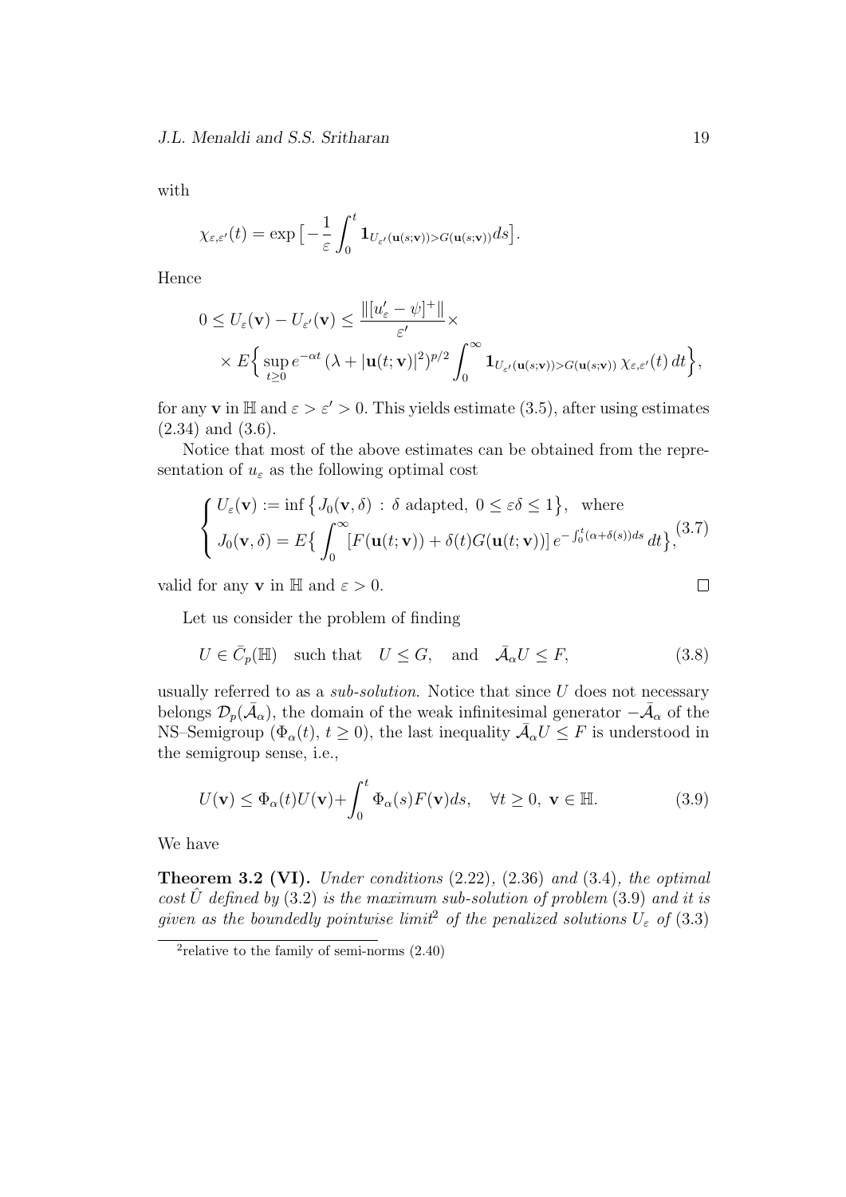with

$$\chi_{\varepsilon,\varepsilon'}(t) = \exp\big[-\frac{1}{\varepsilon}\int_0^t \mathbf{1}_{U_{\varepsilon'}(\mathbf{u}(s;\mathbf{v}))>G(\mathbf{u}(s;\mathbf{v}))}ds\big].$$

Hence

$$0 \le U_\varepsilon(\mathbf{v}) - U_{\varepsilon'}(\mathbf{v}) \le \frac{\|[u'_\varepsilon - \psi]^+\|}{\varepsilon'} \times \\ \times E\Big\{\sup_{t\ge 0} e^{-\alpha t}\,(\lambda + |\mathbf{u}(t;\mathbf{v})|^2)^{p/2}\int_0^\infty \mathbf{1}_{U_{\varepsilon'}(\mathbf{u}(s;\mathbf{v}))>G(\mathbf{u}(s;\mathbf{v}))}\,\chi_{\varepsilon,\varepsilon'}(t)\,dt\Big\},$$

for any $\mathbf{v}$ in $\mathbb{H}$ and $\varepsilon > \varepsilon' > 0$. This yields estimate (3.5), after using estimates (2.34) and (3.6).

Notice that most of the above estimates can be obtained from the representation of $u_\varepsilon$ as the following optimal cost

$$\begin{cases} U_\varepsilon(\mathbf{v}) := \inf\big\{J_0(\mathbf{v},\delta)\,:\,\delta \text{ adapted},\ 0\le \varepsilon\delta \le 1\big\}, \quad \text{where} \\ J_0(\mathbf{v},\delta) = E\big\{\displaystyle\int_0^\infty [F(\mathbf{u}(t;\mathbf{v})) + \delta(t)G(\mathbf{u}(t;\mathbf{v}))]\,e^{-\int_0^t(\alpha+\delta(s))ds}\,dt\big\}, \end{cases} \tag{3.7}$$

valid for any $\mathbf{v}$ in $\mathbb{H}$ and $\varepsilon > 0$. $\square$

Let us consider the problem of finding

$$U \in \bar{C}_p(\mathbb{H}) \quad \text{such that} \quad U \le G, \quad \text{and} \quad \bar{\mathcal{A}}_\alpha U \le F, \tag{3.8}$$

usually referred to as a *sub-solution*. Notice that since $U$ does not necessary belongs $\mathcal{D}_p(\bar{\mathcal{A}}_\alpha)$, the domain of the weak infinitesimal generator $-\bar{\mathcal{A}}_\alpha$ of the NS–Semigroup $(\Phi_\alpha(t),\, t\ge 0)$, the last inequality $\bar{\mathcal{A}}_\alpha U \le F$ is understood in the semigroup sense, i.e.,

$$U(\mathbf{v}) \le \Phi_\alpha(t)U(\mathbf{v}) + \int_0^t \Phi_\alpha(s)F(\mathbf{v})ds, \quad \forall t\ge 0,\ \mathbf{v}\in\mathbb{H}. \tag{3.9}$$

We have

**Theorem 3.2 (VI).** *Under conditions* (2.22), (2.36) *and* (3.4)*, the optimal cost $\hat{U}$ defined by* (3.2) *is the maximum sub-solution of problem* (3.9) *and it is given as the boundedly pointwise limit*[2] *of the penalized solutions $U_\varepsilon$ of* (3.3)

[2] relative to the family of semi-norms (2.40)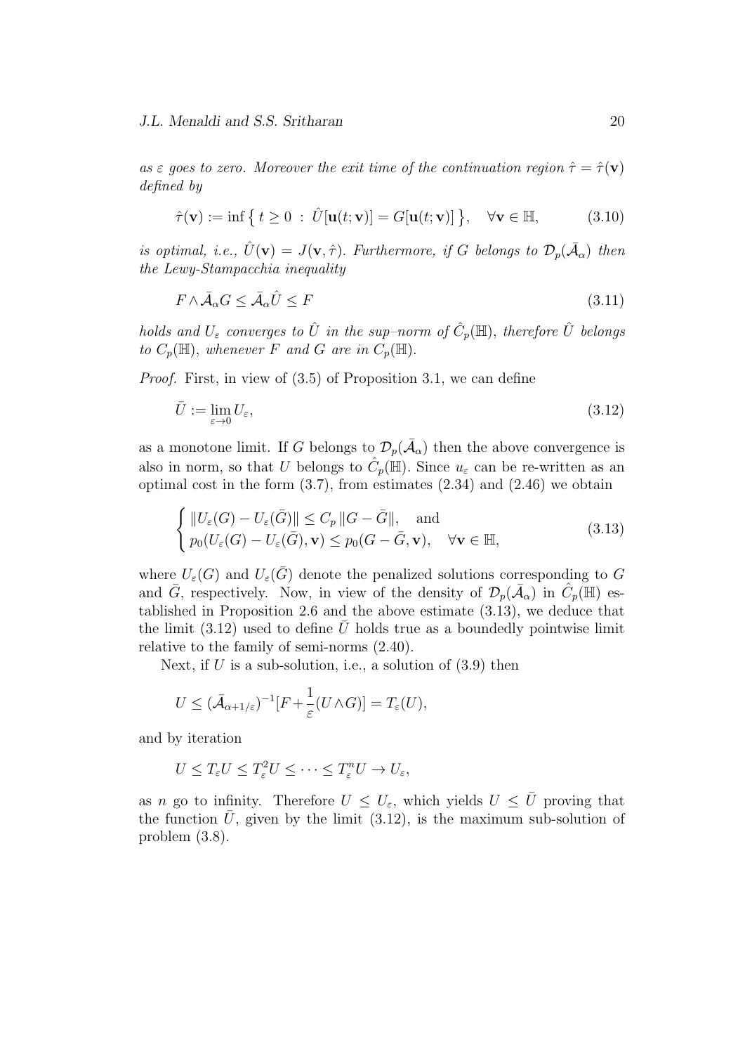*as $\varepsilon$ goes to zero. Moreover the exit time of the continuation region $\hat{\tau} = \hat{\tau}(\mathbf{v})$ defined by*

$$\hat{\tau}(\mathbf{v}) := \inf \big\{ \, t \geq 0 \; : \; \hat{U}[\mathbf{u}(t;\mathbf{v})] = G[\mathbf{u}(t;\mathbf{v})] \, \big\}, \quad \forall \mathbf{v} \in \mathbb{H}, \tag{3.10}$$

*is optimal, i.e., $\hat{U}(\mathbf{v}) = J(\mathbf{v}, \hat{\tau})$. Furthermore, if $G$ belongs to $\mathcal{D}_p(\bar{\mathcal{A}}_\alpha)$ then the Lewy-Stampacchia inequality*

$$F \wedge \bar{\mathcal{A}}_\alpha G \leq \bar{\mathcal{A}}_\alpha \hat{U} \leq F \tag{3.11}$$

*holds and $U_\varepsilon$ converges to $\hat{U}$ in the sup–norm of $\hat{C}_p(\mathbb{H})$, therefore $\hat{U}$ belongs to $C_p(\mathbb{H})$, whenever $F$ and $G$ are in $C_p(\mathbb{H})$.*

*Proof.* First, in view of (3.5) of Proposition 3.1, we can define

$$\bar{U} := \lim_{\varepsilon \to 0} U_\varepsilon, \tag{3.12}$$

as a monotone limit. If $G$ belongs to $\mathcal{D}_p(\bar{\mathcal{A}}_\alpha)$ then the above convergence is also in norm, so that $U$ belongs to $\hat{C}_p(\mathbb{H})$. Since $u_\varepsilon$ can be re-written as an optimal cost in the form (3.7), from estimates (2.34) and (2.46) we obtain

$$\begin{cases} \|U_\varepsilon(G) - U_\varepsilon(\bar{G})\| \leq C_p \, \|G - \bar{G}\|, \quad \text{and} \\ p_0(U_\varepsilon(G) - U_\varepsilon(\bar{G}), \mathbf{v}) \leq p_0(G - \bar{G}, \mathbf{v}), \quad \forall \mathbf{v} \in \mathbb{H}, \end{cases} \tag{3.13}$$

where $U_\varepsilon(G)$ and $U_\varepsilon(\bar{G})$ denote the penalized solutions corresponding to $G$ and $\bar{G}$, respectively. Now, in view of the density of $\mathcal{D}_p(\bar{\mathcal{A}}_\alpha)$ in $\hat{C}_p(\mathbb{H})$ established in Proposition 2.6 and the above estimate (3.13), we deduce that the limit (3.12) used to define $\bar{U}$ holds true as a boundedly pointwise limit relative to the family of semi-norms (2.40).

Next, if $U$ is a sub-solution, i.e., a solution of (3.9) then

$$U \leq (\bar{\mathcal{A}}_{\alpha+1/\varepsilon})^{-1}[F + \frac{1}{\varepsilon}(U \wedge G)] = T_\varepsilon(U),$$

and by iteration

$$U \leq T_\varepsilon U \leq T_\varepsilon^2 U \leq \cdots \leq T_\varepsilon^n U \to U_\varepsilon,$$

as $n$ go to infinity. Therefore $U \leq U_\varepsilon$, which yields $U \leq \bar{U}$ proving that the function $\bar{U}$, given by the limit (3.12), is the maximum sub-solution of problem (3.8).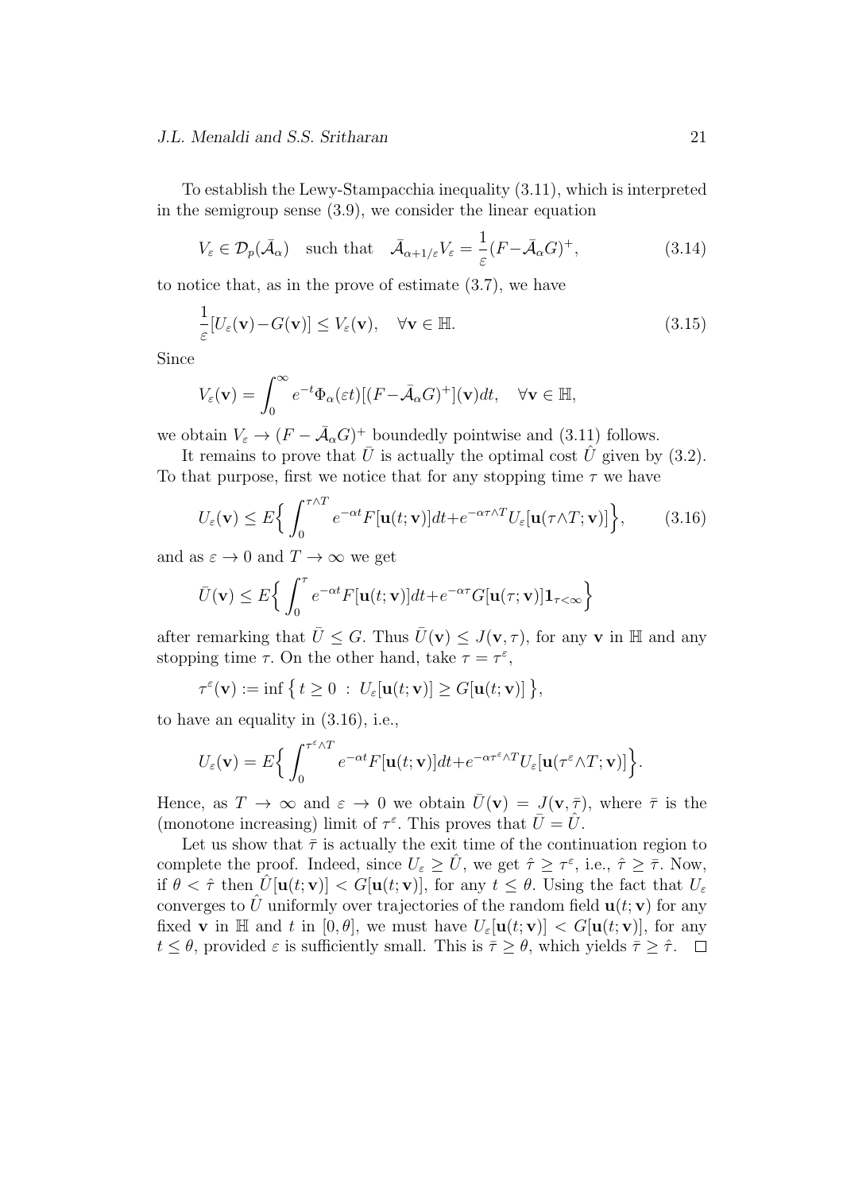To establish the Lewy-Stampacchia inequality (3.11), which is interpreted in the semigroup sense (3.9), we consider the linear equation

$$V_\varepsilon \in \mathcal{D}_p(\bar{\mathcal{A}}_\alpha) \quad \text{such that} \quad \bar{\mathcal{A}}_{\alpha+1/\varepsilon} V_\varepsilon = \frac{1}{\varepsilon}(F - \bar{\mathcal{A}}_\alpha G)^+, \tag{3.14}$$

to notice that, as in the prove of estimate (3.7), we have

$$\frac{1}{\varepsilon}[U_\varepsilon(\mathbf{v}) - G(\mathbf{v})] \leq V_\varepsilon(\mathbf{v}), \quad \forall \mathbf{v} \in \mathbb{H}. \tag{3.15}$$

Since

$$V_\varepsilon(\mathbf{v}) = \int_0^\infty e^{-t} \Phi_\alpha(\varepsilon t)[(F - \bar{\mathcal{A}}_\alpha G)^+](\mathbf{v}) dt, \quad \forall \mathbf{v} \in \mathbb{H},$$

we obtain $V_\varepsilon \to (F - \bar{\mathcal{A}}_\alpha G)^+$ boundedly pointwise and (3.11) follows.

It remains to prove that $\bar{U}$ is actually the optimal cost $\hat{U}$ given by (3.2). To that purpose, first we notice that for any stopping time $\tau$ we have

$$U_\varepsilon(\mathbf{v}) \leq E\Big\{ \int_0^{\tau \wedge T} e^{-\alpha t} F[\mathbf{u}(t;\mathbf{v})] dt + e^{-\alpha \tau \wedge T} U_\varepsilon[\mathbf{u}(\tau \wedge T; \mathbf{v})] \Big\}, \tag{3.16}$$

and as $\varepsilon \to 0$ and $T \to \infty$ we get

$$\bar{U}(\mathbf{v}) \leq E\Big\{ \int_0^{\tau} e^{-\alpha t} F[\mathbf{u}(t;\mathbf{v})] dt + e^{-\alpha \tau} G[\mathbf{u}(\tau; \mathbf{v})] \mathbf{1}_{\tau < \infty} \Big\}$$

after remarking that $\bar{U} \leq G$. Thus $\bar{U}(\mathbf{v}) \leq J(\mathbf{v}, \tau)$, for any $\mathbf{v}$ in $\mathbb{H}$ and any stopping time $\tau$. On the other hand, take $\tau = \tau^\varepsilon$,

$$\tau^\varepsilon(\mathbf{v}) := \inf \big\{ t \geq 0 \ : \ U_\varepsilon[\mathbf{u}(t;\mathbf{v})] \geq G[\mathbf{u}(t;\mathbf{v})] \big\},$$

to have an equality in (3.16), i.e.,

$$U_\varepsilon(\mathbf{v}) = E\Big\{ \int_0^{\tau^\varepsilon \wedge T} e^{-\alpha t} F[\mathbf{u}(t;\mathbf{v})] dt + e^{-\alpha \tau^\varepsilon \wedge T} U_\varepsilon[\mathbf{u}(\tau^\varepsilon \wedge T; \mathbf{v})] \Big\}.$$

Hence, as $T \to \infty$ and $\varepsilon \to 0$ we obtain $\bar{U}(\mathbf{v}) = J(\mathbf{v}, \bar{\tau})$, where $\bar{\tau}$ is the (monotone increasing) limit of $\tau^\varepsilon$. This proves that $\bar{U} = \hat{U}$.

Let us show that $\bar{\tau}$ is actually the exit time of the continuation region to complete the proof. Indeed, since $U_\varepsilon \geq \hat{U}$, we get $\hat{\tau} \geq \tau^\varepsilon$, i.e., $\hat{\tau} \geq \bar{\tau}$. Now, if $\theta < \hat{\tau}$ then $\hat{U}[\mathbf{u}(t;\mathbf{v})] < G[\mathbf{u}(t;\mathbf{v})]$, for any $t \leq \theta$. Using the fact that $U_\varepsilon$ converges to $\hat{U}$ uniformly over trajectories of the random field $\mathbf{u}(t;\mathbf{v})$ for any fixed $\mathbf{v}$ in $\mathbb{H}$ and $t$ in $[0, \theta]$, we must have $U_\varepsilon[\mathbf{u}(t;\mathbf{v})] < G[\mathbf{u}(t;\mathbf{v})]$, for any $t \leq \theta$, provided $\varepsilon$ is sufficiently small. This is $\bar{\tau} \geq \theta$, which yields $\bar{\tau} \geq \hat{\tau}$. $\square$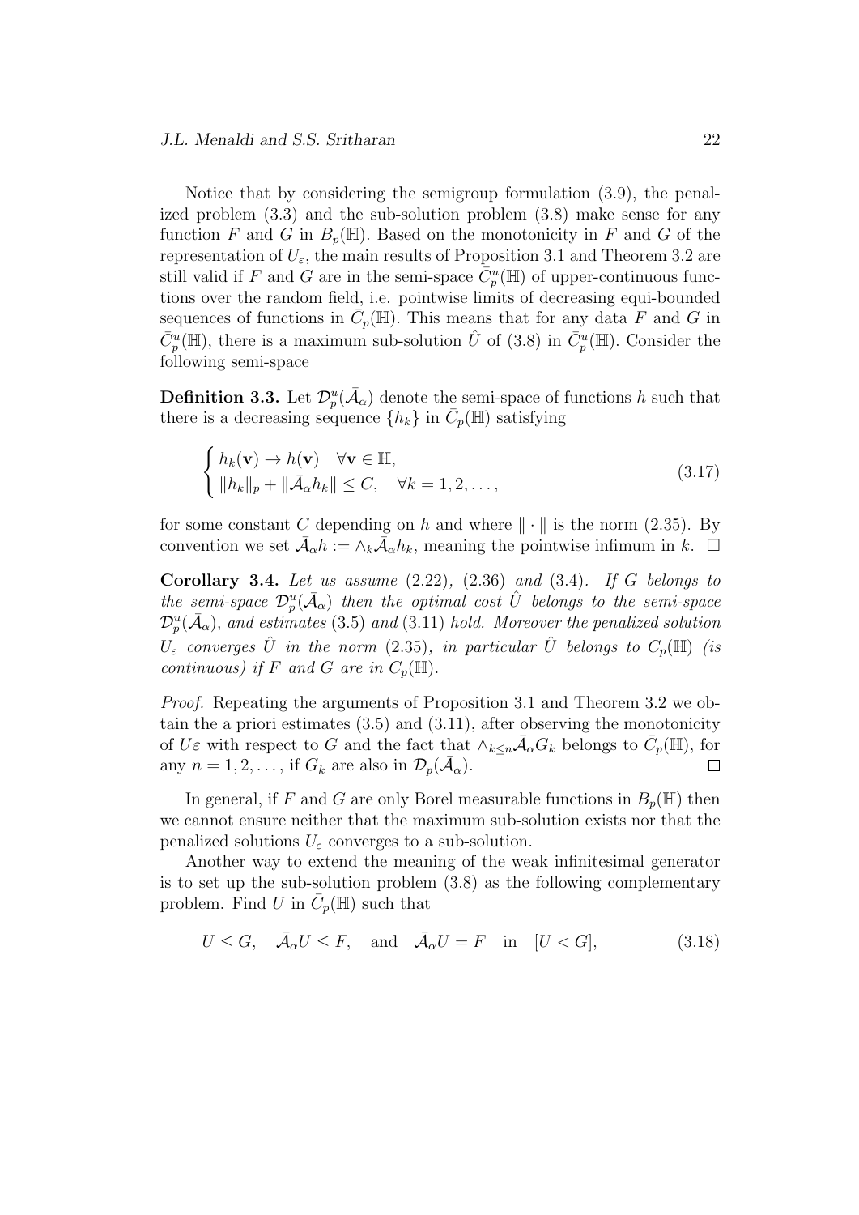Notice that by considering the semigroup formulation (3.9), the penalized problem (3.3) and the sub-solution problem (3.8) make sense for any function $F$ and $G$ in $B_p(\mathbb{H})$. Based on the monotonicity in $F$ and $G$ of the representation of $U_\varepsilon$, the main results of Proposition 3.1 and Theorem 3.2 are still valid if $F$ and $G$ are in the semi-space $\bar{C}_p^u(\mathbb{H})$ of upper-continuous functions over the random field, i.e. pointwise limits of decreasing equi-bounded sequences of functions in $\bar{C}_p(\mathbb{H})$. This means that for any data $F$ and $G$ in $\bar{C}_p^u(\mathbb{H})$, there is a maximum sub-solution $\hat{U}$ of (3.8) in $\bar{C}_p^u(\mathbb{H})$. Consider the following semi-space

**Definition 3.3.** Let $\mathcal{D}_p^u(\bar{\mathcal{A}}_\alpha)$ denote the semi-space of functions $h$ such that there is a decreasing sequence $\{h_k\}$ in $\bar{C}_p(\mathbb{H})$ satisfying

$$
\begin{cases} h_k(\mathbf{v}) \to h(\mathbf{v}) \quad \forall \mathbf{v} \in \mathbb{H}, \\ \|h_k\|_p + \|\bar{\mathcal{A}}_\alpha h_k\| \leq C, \quad \forall k = 1, 2, \dots, \end{cases} \tag{3.17}
$$

for some constant $C$ depending on $h$ and where $\|\cdot\|$ is the norm (2.35). By convention we set $\bar{\mathcal{A}}_\alpha h := \wedge_k \bar{\mathcal{A}}_\alpha h_k$, meaning the pointwise infimum in $k$. $\square$

**Corollary 3.4.** *Let us assume* (2.22)*,* (2.36) *and* (3.4)*. If $G$ belongs to the semi-space $\mathcal{D}_p^u(\bar{\mathcal{A}}_\alpha)$ then the optimal cost $\hat{U}$ belongs to the semi-space $\mathcal{D}_p^u(\bar{\mathcal{A}}_\alpha)$, and estimates* (3.5) *and* (3.11) *hold. Moreover the penalized solution $U_\varepsilon$ converges $\hat{U}$ in the norm* (2.35)*, in particular $\hat{U}$ belongs to $C_p(\mathbb{H})$ (is continuous) if $F$ and $G$ are in $C_p(\mathbb{H})$.*

*Proof.* Repeating the arguments of Proposition 3.1 and Theorem 3.2 we obtain the a priori estimates (3.5) and (3.11), after observing the monotonicity of $U\varepsilon$ with respect to $G$ and the fact that $\wedge_{k\leq n}\bar{\mathcal{A}}_\alpha G_k$ belongs to $\bar{C}_p(\mathbb{H})$, for any $n = 1, 2, \dots$, if $G_k$ are also in $\mathcal{D}_p(\bar{\mathcal{A}}_\alpha)$. $\square$

In general, if $F$ and $G$ are only Borel measurable functions in $B_p(\mathbb{H})$ then we cannot ensure neither that the maximum sub-solution exists nor that the penalized solutions $U_\varepsilon$ converges to a sub-solution.

Another way to extend the meaning of the weak infinitesimal generator is to set up the sub-solution problem (3.8) as the following complementary problem. Find $U$ in $\bar{C}_p(\mathbb{H})$ such that

$$
U \leq G, \quad \bar{\mathcal{A}}_\alpha U \leq F, \quad \text{and} \quad \bar{\mathcal{A}}_\alpha U = F \quad \text{in} \quad [U < G], \tag{3.18}
$$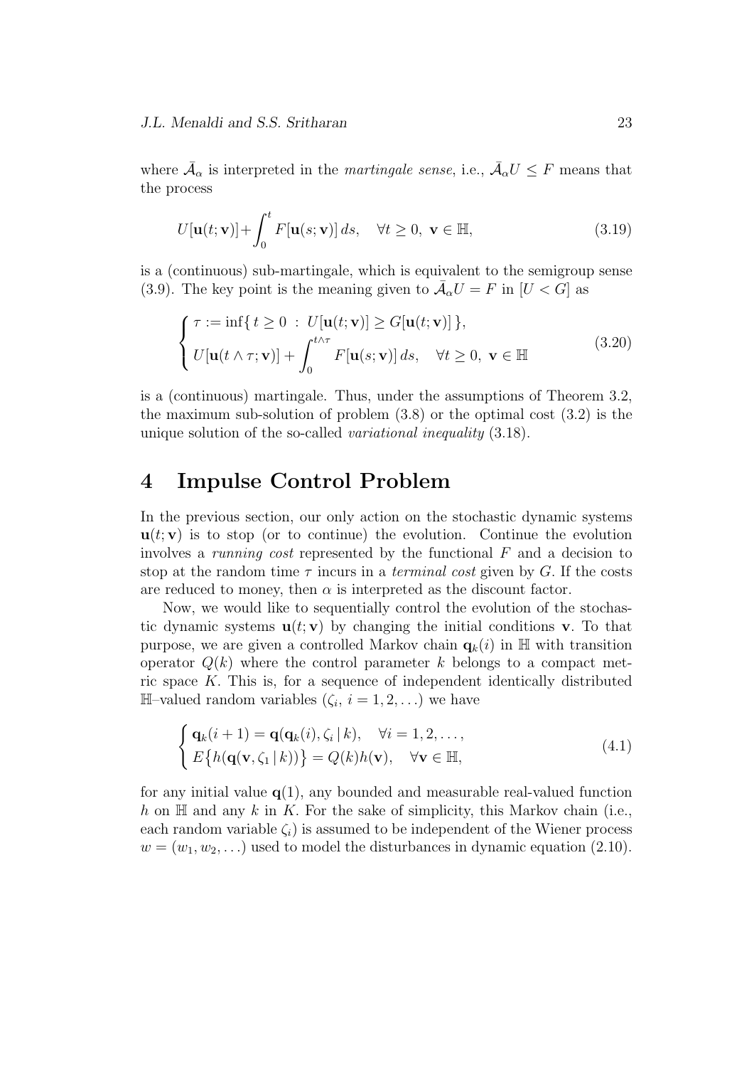where $\bar{\mathcal{A}}_\alpha$ is interpreted in the *martingale sense*, i.e., $\bar{\mathcal{A}}_\alpha U \leq F$ means that the process

$$
U[\mathbf{u}(t;\mathbf{v})]+\int_0^t F[\mathbf{u}(s;\mathbf{v})]\,ds, \quad \forall t \geq 0,\ \mathbf{v} \in \mathbb{H}, \tag{3.19}
$$

is a (continuous) sub-martingale, which is equivalent to the semigroup sense (3.9). The key point is the meaning given to $\bar{\mathcal{A}}_\alpha U = F$ in $[U < G]$ as

$$
\begin{cases}
\tau := \inf\{\, t \geq 0 \ : \ U[\mathbf{u}(t;\mathbf{v})] \geq G[\mathbf{u}(t;\mathbf{v})]\,\}, \\
U[\mathbf{u}(t \wedge \tau;\mathbf{v})] + \displaystyle\int_0^{t\wedge\tau} F[\mathbf{u}(s;\mathbf{v})]\,ds, \quad \forall t \geq 0,\ \mathbf{v} \in \mathbb{H}
\end{cases} \tag{3.20}
$$

is a (continuous) martingale. Thus, under the assumptions of Theorem 3.2, the maximum sub-solution of problem (3.8) or the optimal cost (3.2) is the unique solution of the so-called *variational inequality* (3.18).

# 4 Impulse Control Problem

In the previous section, our only action on the stochastic dynamic systems $\mathbf{u}(t;\mathbf{v})$ is to stop (or to continue) the evolution. Continue the evolution involves a *running cost* represented by the functional $F$ and a decision to stop at the random time $\tau$ incurs in a *terminal cost* given by $G$. If the costs are reduced to money, then $\alpha$ is interpreted as the discount factor.

Now, we would like to sequentially control the evolution of the stochastic dynamic systems $\mathbf{u}(t;\mathbf{v})$ by changing the initial conditions $\mathbf{v}$. To that purpose, we are given a controlled Markov chain $\mathbf{q}_k(i)$ in $\mathbb{H}$ with transition operator $Q(k)$ where the control parameter $k$ belongs to a compact metric space $K$. This is, for a sequence of independent identically distributed $\mathbb{H}$–valued random variables $(\zeta_i,\ i = 1, 2, \ldots)$ we have

$$
\begin{cases}
\mathbf{q}_k(i+1) = \mathbf{q}(\mathbf{q}_k(i), \zeta_i \,|\, k), \quad \forall i = 1, 2, \ldots, \\
E\big\{h(\mathbf{q}(\mathbf{v}, \zeta_1 \,|\, k))\big\} = Q(k)h(\mathbf{v}), \quad \forall \mathbf{v} \in \mathbb{H},
\end{cases} \tag{4.1}
$$

for any initial value $\mathbf{q}(1)$, any bounded and measurable real-valued function $h$ on $\mathbb{H}$ and any $k$ in $K$. For the sake of simplicity, this Markov chain (i.e., each random variable $\zeta_i$) is assumed to be independent of the Wiener process $w = (w_1, w_2, \ldots)$ used to model the disturbances in dynamic equation (2.10).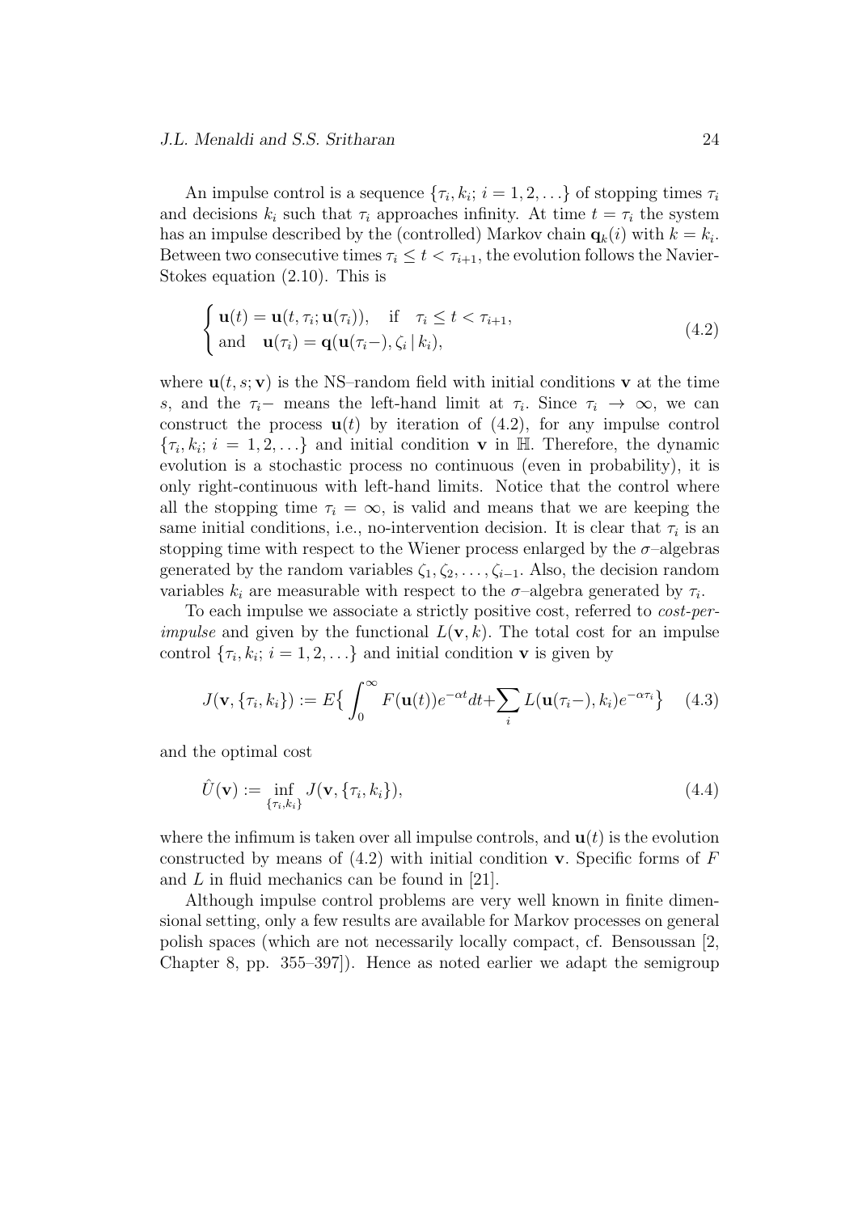An impulse control is a sequence $\{\tau_i, k_i;\ i = 1, 2, \ldots\}$ of stopping times $\tau_i$ and decisions $k_i$ such that $\tau_i$ approaches infinity. At time $t = \tau_i$ the system has an impulse described by the (controlled) Markov chain $\mathbf{q}_k(i)$ with $k = k_i$. Between two consecutive times $\tau_i \leq t < \tau_{i+1}$, the evolution follows the Navier-Stokes equation (2.10). This is

$$
\begin{cases} \mathbf{u}(t) = \mathbf{u}(t, \tau_i; \mathbf{u}(\tau_i)), \quad \text{if} \quad \tau_i \leq t < \tau_{i+1}, \\ \text{and} \quad \mathbf{u}(\tau_i) = \mathbf{q}(\mathbf{u}(\tau_i -), \zeta_i \,|\, k_i), \end{cases} \tag{4.2}
$$

where $\mathbf{u}(t, s; \mathbf{v})$ is the NS–random field with initial conditions $\mathbf{v}$ at the time $s$, and the $\tau_i-$ means the left-hand limit at $\tau_i$. Since $\tau_i \to \infty$, we can construct the process $\mathbf{u}(t)$ by iteration of (4.2), for any impulse control $\{\tau_i, k_i;\ i = 1, 2, \ldots\}$ and initial condition $\mathbf{v}$ in $\mathbb{H}$. Therefore, the dynamic evolution is a stochastic process no continuous (even in probability), it is only right-continuous with left-hand limits. Notice that the control where all the stopping time $\tau_i = \infty$, is valid and means that we are keeping the same initial conditions, i.e., no-intervention decision. It is clear that $\tau_i$ is an stopping time with respect to the Wiener process enlarged by the $\sigma$–algebras generated by the random variables $\zeta_1, \zeta_2, \ldots, \zeta_{i-1}$. Also, the decision random variables $k_i$ are measurable with respect to the $\sigma$–algebra generated by $\tau_i$.

To each impulse we associate a strictly positive cost, referred to *cost-per-impulse* and given by the functional $L(\mathbf{v}, k)$. The total cost for an impulse control $\{\tau_i, k_i;\ i = 1, 2, \ldots\}$ and initial condition $\mathbf{v}$ is given by

$$
J(\mathbf{v}, \{\tau_i, k_i\}) := E\Big\{ \int_0^\infty F(\mathbf{u}(t)) e^{-\alpha t} dt + \sum_i L(\mathbf{u}(\tau_i -), k_i) e^{-\alpha \tau_i} \Big\} \tag{4.3}
$$

and the optimal cost

$$
\hat{U}(\mathbf{v}) := \inf_{\{\tau_i, k_i\}} J(\mathbf{v}, \{\tau_i, k_i\}), \tag{4.4}
$$

where the infimum is taken over all impulse controls, and $\mathbf{u}(t)$ is the evolution constructed by means of (4.2) with initial condition $\mathbf{v}$. Specific forms of $F$ and $L$ in fluid mechanics can be found in [21].

Although impulse control problems are very well known in finite dimensional setting, only a few results are available for Markov processes on general polish spaces (which are not necessarily locally compact, cf. Bensoussan [2, Chapter 8, pp. 355–397]). Hence as noted earlier we adapt the semigroup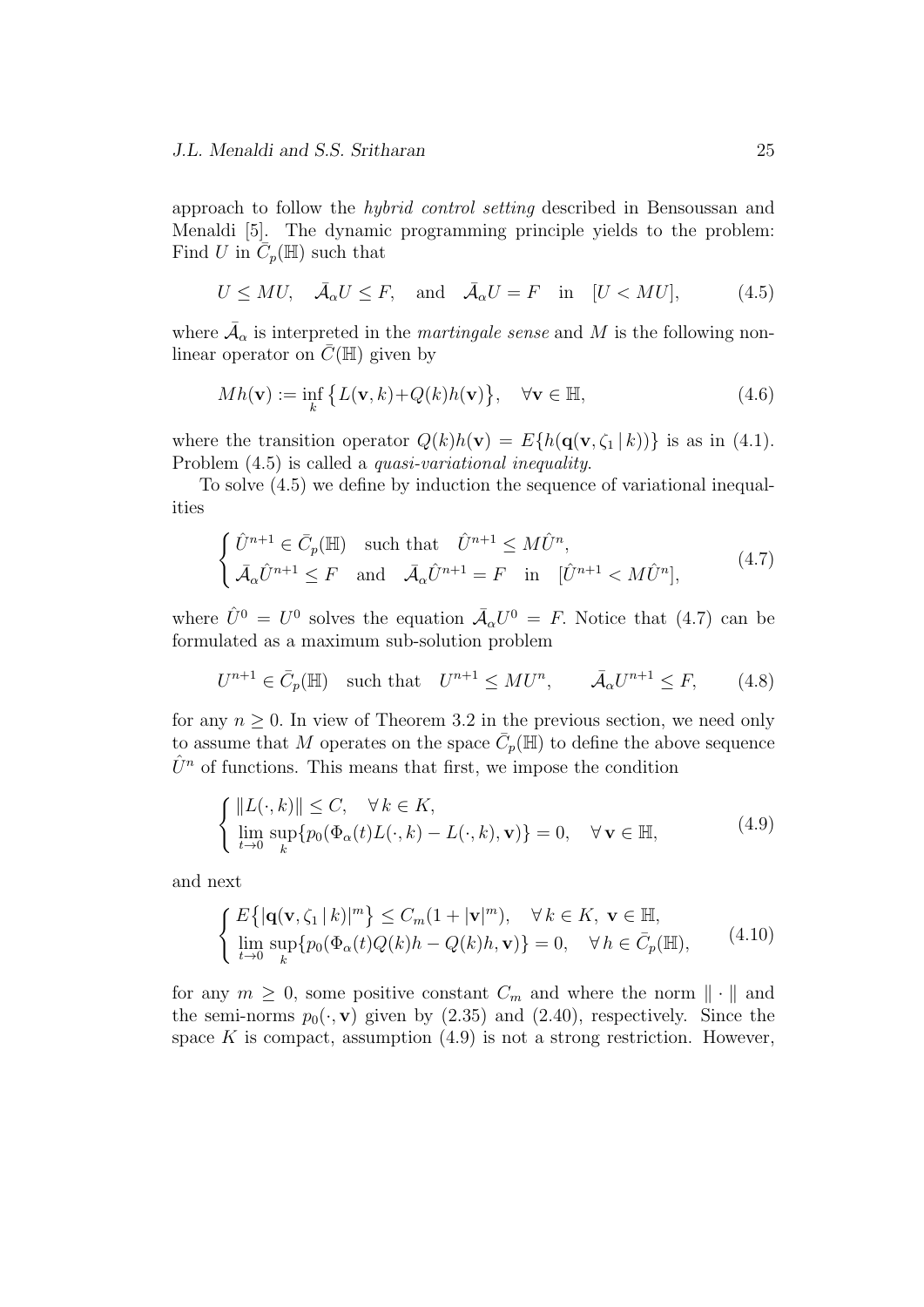approach to follow the *hybrid control setting* described in Bensoussan and Menaldi [5]. The dynamic programming principle yields to the problem: Find $U$ in $\bar{C}_p(\mathbb{H})$ such that

$$U \le MU, \quad \bar{\mathcal{A}}_\alpha U \le F, \quad \text{and} \quad \bar{\mathcal{A}}_\alpha U = F \quad \text{in} \quad [U < MU], \tag{4.5}$$

where $\bar{\mathcal{A}}_\alpha$ is interpreted in the *martingale sense* and $M$ is the following non-linear operator on $\bar{C}(\mathbb{H})$ given by

$$Mh(\mathbf{v}) := \inf_k \big\{ L(\mathbf{v}, k) + Q(k)h(\mathbf{v}) \big\}, \quad \forall \mathbf{v} \in \mathbb{H}, \tag{4.6}$$

where the transition operator $Q(k)h(\mathbf{v}) = E\{h(\mathbf{q}(\mathbf{v}, \zeta_1 \,|\, k))\}$ is as in (4.1). Problem (4.5) is called a *quasi-variational inequality*.

To solve (4.5) we define by induction the sequence of variational inequalities

$$\begin{cases} \hat{U}^{n+1} \in \bar{C}_p(\mathbb{H}) \quad \text{such that} \quad \hat{U}^{n+1} \le M\hat{U}^n, \\ \bar{\mathcal{A}}_\alpha \hat{U}^{n+1} \le F \quad \text{and} \quad \bar{\mathcal{A}}_\alpha \hat{U}^{n+1} = F \quad \text{in} \quad [\hat{U}^{n+1} < M\hat{U}^n], \end{cases} \tag{4.7}$$

where $\hat{U}^0 = U^0$ solves the equation $\bar{\mathcal{A}}_\alpha U^0 = F$. Notice that (4.7) can be formulated as a maximum sub-solution problem

$$U^{n+1} \in \bar{C}_p(\mathbb{H}) \quad \text{such that} \quad U^{n+1} \le MU^n, \qquad \bar{\mathcal{A}}_\alpha U^{n+1} \le F, \tag{4.8}$$

for any $n \ge 0$. In view of Theorem 3.2 in the previous section, we need only to assume that $M$ operates on the space $\bar{C}_p(\mathbb{H})$ to define the above sequence $\hat{U}^n$ of functions. This means that first, we impose the condition

$$\begin{cases} \|L(\cdot, k)\| \le C, \quad \forall\, k \in K, \\ \lim\limits_{t \to 0} \sup\limits_k \{p_0(\Phi_\alpha(t)L(\cdot, k) - L(\cdot, k), \mathbf{v})\} = 0, \quad \forall\, \mathbf{v} \in \mathbb{H}, \end{cases} \tag{4.9}$$

and next

$$\begin{cases} E\big\{|\mathbf{q}(\mathbf{v}, \zeta_1 \,|\, k)|^m\big\} \le C_m(1 + |\mathbf{v}|^m), \quad \forall\, k \in K, \ \mathbf{v} \in \mathbb{H}, \\ \lim\limits_{t \to 0} \sup\limits_k \{p_0(\Phi_\alpha(t)Q(k)h - Q(k)h, \mathbf{v})\} = 0, \quad \forall\, h \in \bar{C}_p(\mathbb{H}), \end{cases} \tag{4.10}$$

for any $m \ge 0$, some positive constant $C_m$ and where the norm $\|\cdot\|$ and the semi-norms $p_0(\cdot, \mathbf{v})$ given by (2.35) and (2.40), respectively. Since the space $K$ is compact, assumption (4.9) is not a strong restriction. However,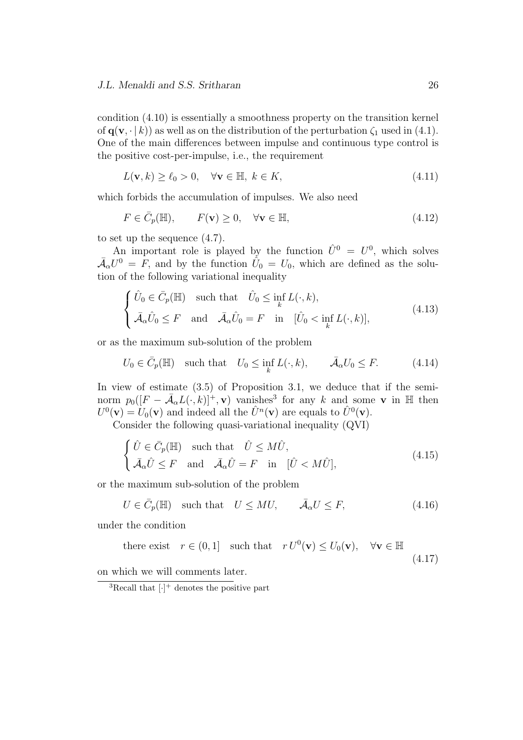condition (4.10) is essentially a smoothness property on the transition kernel of $\mathbf{q}(\mathbf{v}, \cdot \mid k))$ as well as on the distribution of the perturbation $\zeta_1$ used in (4.1). One of the main differences between impulse and continuous type control is the positive cost-per-impulse, i.e., the requirement

$$
L(\mathbf{v}, k) \geq \ell_0 > 0, \quad \forall \mathbf{v} \in \mathbb{H}, \ k \in K, \tag{4.11}
$$

which forbids the accumulation of impulses. We also need

$$
F \in \bar{C}_p(\mathbb{H}), \qquad F(\mathbf{v}) \geq 0, \quad \forall \mathbf{v} \in \mathbb{H}, \tag{4.12}
$$

to set up the sequence (4.7).

An important role is played by the function $\hat{U}^0 = U^0$, which solves $\bar{\mathcal{A}}_\alpha U^0 = F$, and by the function $\hat{U}_0 = U_0$, which are defined as the solution of the following variational inequality

$$
\begin{cases} \hat{U}_0 \in \bar{C}_p(\mathbb{H}) \quad \text{such that} \quad \hat{U}_0 \leq \inf_k L(\cdot, k), \\ \bar{\mathcal{A}}_\alpha \hat{U}_0 \leq F \quad \text{and} \quad \bar{\mathcal{A}}_\alpha \hat{U}_0 = F \quad \text{in} \quad [\hat{U}_0 < \inf_k L(\cdot, k)], \end{cases} \tag{4.13}
$$

or as the maximum sub-solution of the problem

$$
U_0 \in \bar{C}_p(\mathbb{H}) \quad \text{such that} \quad U_0 \leq \inf_k L(\cdot, k), \qquad \bar{\mathcal{A}}_\alpha U_0 \leq F. \tag{4.14}
$$

In view of estimate (3.5) of Proposition 3.1, we deduce that if the seminorm $p_0([F - \bar{\mathcal{A}}_\alpha L(\cdot, k)]^+, \mathbf{v})$ vanishes[3] for any $k$ and some $\mathbf{v}$ in $\mathbb{H}$ then $U^0(\mathbf{v}) = U_0(\mathbf{v})$ and indeed all the $\hat{U}^n(\mathbf{v})$ are equals to $\hat{U}^0(\mathbf{v})$.

Consider the following quasi-variational inequality (QVI)

$$
\begin{cases} \hat{U} \in \bar{C}_p(\mathbb{H}) \quad \text{such that} \quad \hat{U} \leq M\hat{U}, \\ \bar{\mathcal{A}}_\alpha \hat{U} \leq F \quad \text{and} \quad \bar{\mathcal{A}}_\alpha \hat{U} = F \quad \text{in} \quad [\hat{U} < M\hat{U}], \end{cases} \tag{4.15}
$$

or the maximum sub-solution of the problem

$$
U \in \bar{C}_p(\mathbb{H}) \quad \text{such that} \quad U \leq MU, \qquad \bar{\mathcal{A}}_\alpha U \leq F, \tag{4.16}
$$

under the condition

$$
\text{there exist} \quad r \in (0, 1] \quad \text{such that} \quad r\, U^0(\mathbf{v}) \leq U_0(\mathbf{v}), \quad \forall \mathbf{v} \in \mathbb{H} \tag{4.17}
$$

on which we will comments later.

[3] Recall that $[\cdot]^+$ denotes the positive part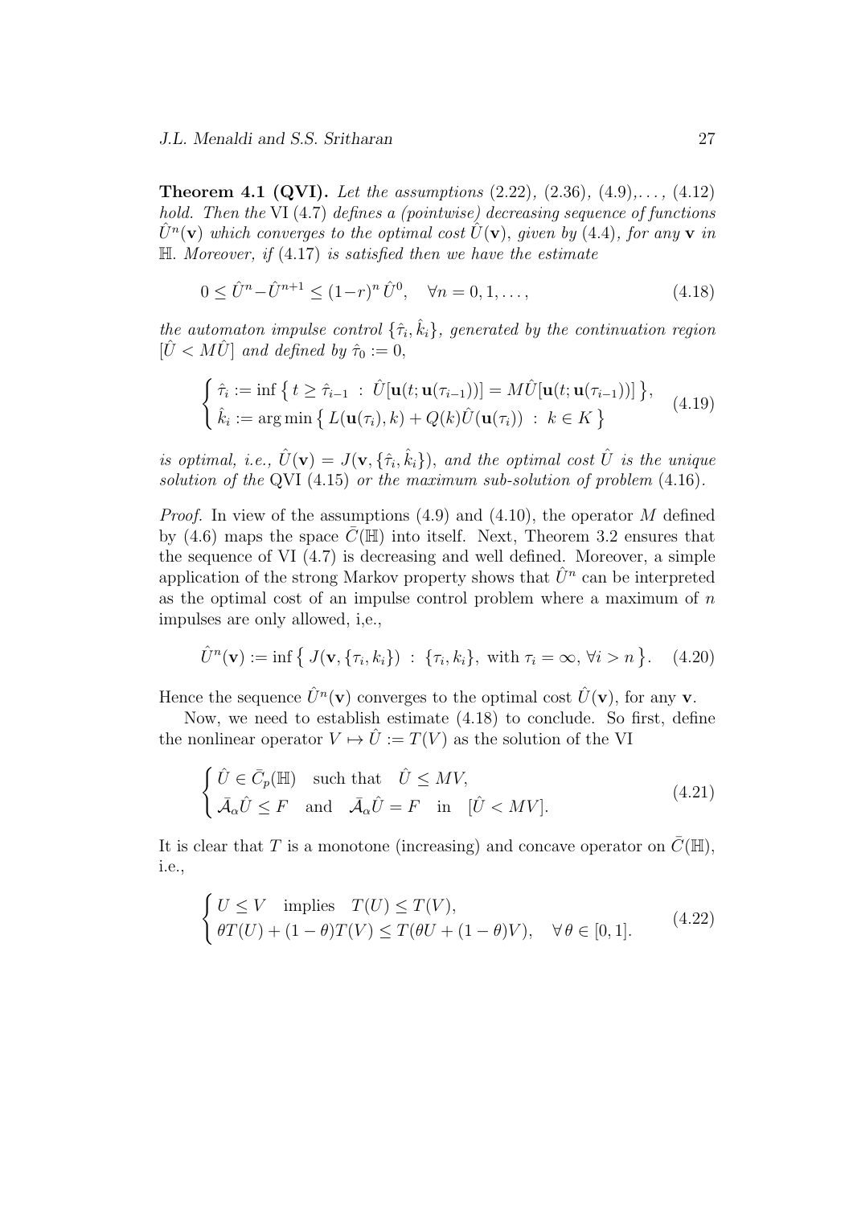**Theorem 4.1 (QVI).** *Let the assumptions* (2.22)*,* (2.36)*,* (4.9)*,...,* (4.12) *hold. Then the* VI (4.7) *defines a (pointwise) decreasing sequence of functions* $\hat{U}^n(\mathbf{v})$ *which converges to the optimal cost* $\hat{U}(\mathbf{v})$*, given by* (4.4)*, for any* $\mathbf{v}$ *in* $\mathbb{H}$*. Moreover, if* (4.17) *is satisfied then we have the estimate*

$$0 \leq \hat{U}^n - \hat{U}^{n+1} \leq (1-r)^n \, \hat{U}^0, \quad \forall n = 0, 1, \ldots, \tag{4.18}$$

*the automaton impulse control* $\{\hat{\tau}_i, \hat{k}_i\}$*, generated by the continuation region* $[\hat{U} < M\hat{U}]$ *and defined by* $\hat{\tau}_0 := 0$*,*

$$\begin{cases} \hat{\tau}_i := \inf \big\{ \, t \geq \hat{\tau}_{i-1} \; : \; \hat{U}[\mathbf{u}(t; \mathbf{u}(\tau_{i-1}))] = M\hat{U}[\mathbf{u}(t; \mathbf{u}(\tau_{i-1}))] \, \big\}, \\ \hat{k}_i := \arg\min \big\{ \, L(\mathbf{u}(\tau_i), k) + Q(k)\hat{U}(\mathbf{u}(\tau_i)) \; : \; k \in K \, \big\} \end{cases} \tag{4.19}$$

*is optimal, i.e.,* $\hat{U}(\mathbf{v}) = J(\mathbf{v}, \{\hat{\tau}_i, \hat{k}_i\})$*, and the optimal cost* $\hat{U}$ *is the unique solution of the* QVI (4.15) *or the maximum sub-solution of problem* (4.16)*.*

*Proof*. In view of the assumptions (4.9) and (4.10), the operator $M$ defined by (4.6) maps the space $\bar{C}(\mathbb{H})$ into itself. Next, Theorem 3.2 ensures that the sequence of VI (4.7) is decreasing and well defined. Moreover, a simple application of the strong Markov property shows that $\hat{U}^n$ can be interpreted as the optimal cost of an impulse control problem where a maximum of $n$ impulses are only allowed, i,e.,

$$\hat{U}^n(\mathbf{v}) := \inf \big\{ \, J(\mathbf{v}, \{\tau_i, k_i\}) \; : \; \{\tau_i, k_i\}, \text{ with } \tau_i = \infty, \, \forall i > n \, \big\}. \tag{4.20}$$

Hence the sequence $\hat{U}^n(\mathbf{v})$ converges to the optimal cost $\hat{U}(\mathbf{v})$, for any $\mathbf{v}$.

Now, we need to establish estimate (4.18) to conclude. So first, define the nonlinear operator $V \mapsto \hat{U} := T(V)$ as the solution of the VI

$$\begin{cases} \hat{U} \in \bar{C}_p(\mathbb{H}) \quad \text{such that} \quad \hat{U} \leq MV, \\ \bar{\mathcal{A}}_\alpha \hat{U} \leq F \quad \text{and} \quad \bar{\mathcal{A}}_\alpha \hat{U} = F \quad \text{in} \quad [\hat{U} < MV]. \end{cases} \tag{4.21}$$

It is clear that $T$ is a monotone (increasing) and concave operator on $\bar{C}(\mathbb{H})$, i.e.,

$$\begin{cases} U \leq V \quad \text{implies} \quad T(U) \leq T(V), \\ \theta T(U) + (1-\theta)T(V) \leq T(\theta U + (1-\theta)V), \quad \forall \, \theta \in [0,1]. \end{cases} \tag{4.22}$$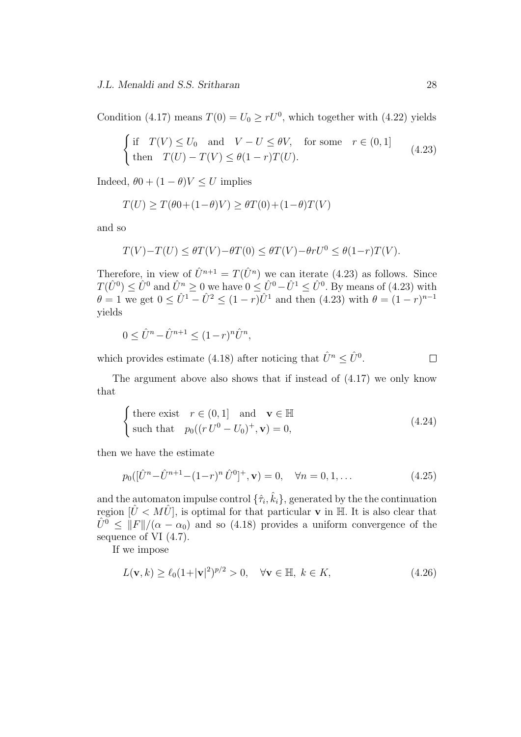Condition (4.17) means $T(0) = U_0 \geq rU^0$, which together with (4.22) yields

$$
\begin{cases} \text{if} \quad T(V) \leq U_0 \quad \text{and} \quad V - U \leq \theta V, \quad \text{for some} \quad r \in (0,1] \\ \text{then} \quad T(U) - T(V) \leq \theta(1-r)T(U). \end{cases} \tag{4.23}
$$

Indeed, $\theta 0 + (1-\theta)V \leq U$ implies

$$
T(U) \geq T(\theta 0 + (1-\theta)V) \geq \theta T(0) + (1-\theta)T(V)
$$

and so

$$
T(V) - T(U) \leq \theta T(V) - \theta T(0) \leq \theta T(V) - \theta r U^0 \leq \theta(1-r)T(V).
$$

Therefore, in view of $\hat{U}^{n+1} = T(\hat{U}^n)$ we can iterate (4.23) as follows. Since $T(\hat{U}^0) \leq \hat{U}^0$ and $\hat{U}^n \geq 0$ we have $0 \leq \hat{U}^0 - \hat{U}^1 \leq \hat{U}^0$. By means of (4.23) with $\theta = 1$ we get $0 \leq \hat{U}^1 - \hat{U}^2 \leq (1-r)\hat{U}^1$ and then (4.23) with $\theta = (1-r)^{n-1}$ yields

$$
0 \leq \hat{U}^n - \hat{U}^{n+1} \leq (1-r)^n \hat{U}^n,
$$

which provides estimate (4.18) after noticing that $\hat{U}^n \leq \hat{U}^0$. $\square$

The argument above also shows that if instead of (4.17) we only know that

$$
\begin{cases} \text{there exist} \quad r \in (0,1] \quad \text{and} \quad \mathbf{v} \in \mathbb{H} \\ \text{such that} \quad p_0((r\,U^0 - U_0)^+, \mathbf{v}) = 0, \end{cases} \tag{4.24}
$$

then we have the estimate

$$
p_0([\hat{U}^n - \hat{U}^{n+1} - (1-r)^n\,\hat{U}^0]^+, \mathbf{v}) = 0, \quad \forall n = 0, 1, \ldots \tag{4.25}
$$

and the automaton impulse control $\{\hat{\tau}_i, \hat{k}_i\}$, generated by the the continuation region $[\hat{U} < M\hat{U}]$, is optimal for that particular $\mathbf{v}$ in $\mathbb{H}$. It is also clear that $\hat{U}^0 \leq \|F\|/(\alpha - \alpha_0)$ and so (4.18) provides a uniform convergence of the sequence of VI (4.7).

If we impose

$$
L(\mathbf{v}, k) \geq \ell_0(1 + |\mathbf{v}|^2)^{p/2} > 0, \quad \forall \mathbf{v} \in \mathbb{H},\ k \in K, \tag{4.26}
$$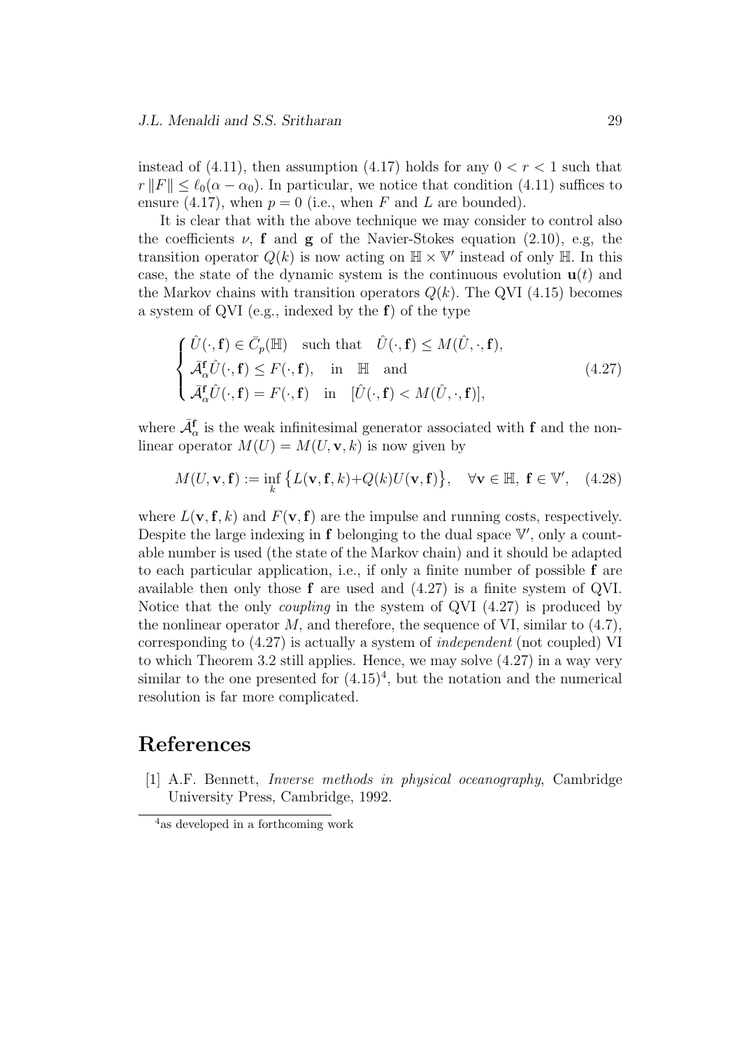instead of (4.11), then assumption (4.17) holds for any $0 < r < 1$ such that $r\,\|F\| \leq \ell_0(\alpha - \alpha_0)$. In particular, we notice that condition (4.11) suffices to ensure (4.17), when $p = 0$ (i.e., when $F$ and $L$ are bounded).

It is clear that with the above technique we may consider to control also the coefficients $\nu$, $\mathbf{f}$ and $\mathbf{g}$ of the Navier-Stokes equation (2.10), e.g, the transition operator $Q(k)$ is now acting on $\mathbb{H} \times \mathbb{V}'$ instead of only $\mathbb{H}$. In this case, the state of the dynamic system is the continuous evolution $\mathbf{u}(t)$ and the Markov chains with transition operators $Q(k)$. The QVI (4.15) becomes a system of QVI (e.g., indexed by the $\mathbf{f}$) of the type

$$
\begin{cases}
\hat{U}(\cdot, \mathbf{f}) \in \bar{C}_p(\mathbb{H}) \quad \text{such that} \quad \hat{U}(\cdot, \mathbf{f}) \leq M(\hat{U}, \cdot, \mathbf{f}), \\
\bar{\mathcal{A}}^{\mathbf{f}}_\alpha \hat{U}(\cdot, \mathbf{f}) \leq F(\cdot, \mathbf{f}), \quad \text{in} \quad \mathbb{H} \quad \text{and} \\
\bar{\mathcal{A}}^{\mathbf{f}}_\alpha \hat{U}(\cdot, \mathbf{f}) = F(\cdot, \mathbf{f}) \quad \text{in} \quad [\hat{U}(\cdot, \mathbf{f}) < M(\hat{U}, \cdot, \mathbf{f})],
\end{cases}
\tag{4.27}
$$

where $\bar{\mathcal{A}}^{\mathbf{f}}_\alpha$ is the weak infinitesimal generator associated with $\mathbf{f}$ and the nonlinear operator $M(U) = M(U, \mathbf{v}, k)$ is now given by

$$
M(U, \mathbf{v}, \mathbf{f}) := \inf_k \big\{ L(\mathbf{v}, \mathbf{f}, k) + Q(k) U(\mathbf{v}, \mathbf{f}) \big\}, \quad \forall \mathbf{v} \in \mathbb{H},\ \mathbf{f} \in \mathbb{V}', \tag{4.28}
$$

where $L(\mathbf{v}, \mathbf{f}, k)$ and $F(\mathbf{v}, \mathbf{f})$ are the impulse and running costs, respectively. Despite the large indexing in $\mathbf{f}$ belonging to the dual space $\mathbb{V}'$, only a countable number is used (the state of the Markov chain) and it should be adapted to each particular application, i.e., if only a finite number of possible $\mathbf{f}$ are available then only those $\mathbf{f}$ are used and (4.27) is a finite system of QVI. Notice that the only *coupling* in the system of QVI (4.27) is produced by the nonlinear operator $M$, and therefore, the sequence of VI, similar to (4.7), corresponding to (4.27) is actually a system of *independent* (not coupled) VI to which Theorem 3.2 still applies. Hence, we may solve (4.27) in a way very similar to the one presented for (4.15)[4], but the notation and the numerical resolution is far more complicated.

# References

[1] A.F. Bennett, *Inverse methods in physical oceanography*, Cambridge University Press, Cambridge, 1992.

[4] as developed in a forthcoming work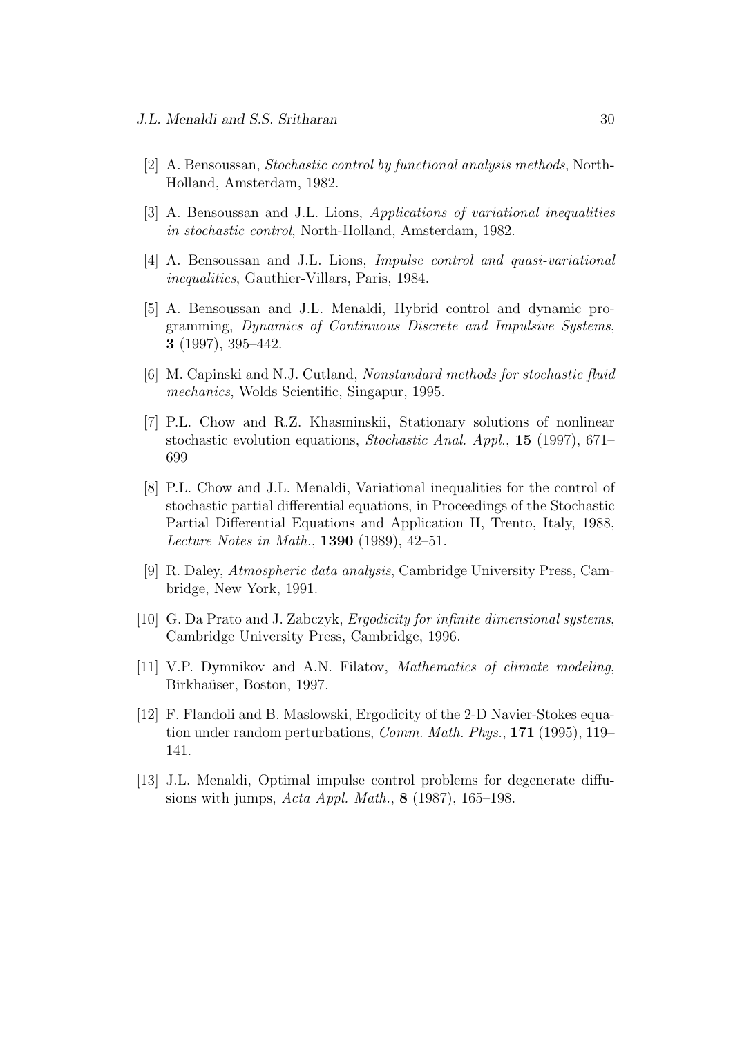[2] A. Bensoussan, *Stochastic control by functional analysis methods*, North-Holland, Amsterdam, 1982.

[3] A. Bensoussan and J.L. Lions, *Applications of variational inequalities in stochastic control*, North-Holland, Amsterdam, 1982.

[4] A. Bensoussan and J.L. Lions, *Impulse control and quasi-variational inequalities*, Gauthier-Villars, Paris, 1984.

[5] A. Bensoussan and J.L. Menaldi, Hybrid control and dynamic programming, *Dynamics of Continuous Discrete and Impulsive Systems*, **3** (1997), 395–442.

[6] M. Capinski and N.J. Cutland, *Nonstandard methods for stochastic fluid mechanics*, Wolds Scientific, Singapur, 1995.

[7] P.L. Chow and R.Z. Khasminskii, Stationary solutions of nonlinear stochastic evolution equations, *Stochastic Anal. Appl.*, **15** (1997), 671–699

[8] P.L. Chow and J.L. Menaldi, Variational inequalities for the control of stochastic partial differential equations, in Proceedings of the Stochastic Partial Differential Equations and Application II, Trento, Italy, 1988, *Lecture Notes in Math.*, **1390** (1989), 42–51.

[9] R. Daley, *Atmospheric data analysis*, Cambridge University Press, Cambridge, New York, 1991.

[10] G. Da Prato and J. Zabczyk, *Ergodicity for infinite dimensional systems*, Cambridge University Press, Cambridge, 1996.

[11] V.P. Dymnikov and A.N. Filatov, *Mathematics of climate modeling*, Birkhaüser, Boston, 1997.

[12] F. Flandoli and B. Maslowski, Ergodicity of the 2-D Navier-Stokes equation under random perturbations, *Comm. Math. Phys.*, **171** (1995), 119–141.

[13] J.L. Menaldi, Optimal impulse control problems for degenerate diffusions with jumps, *Acta Appl. Math.*, **8** (1987), 165–198.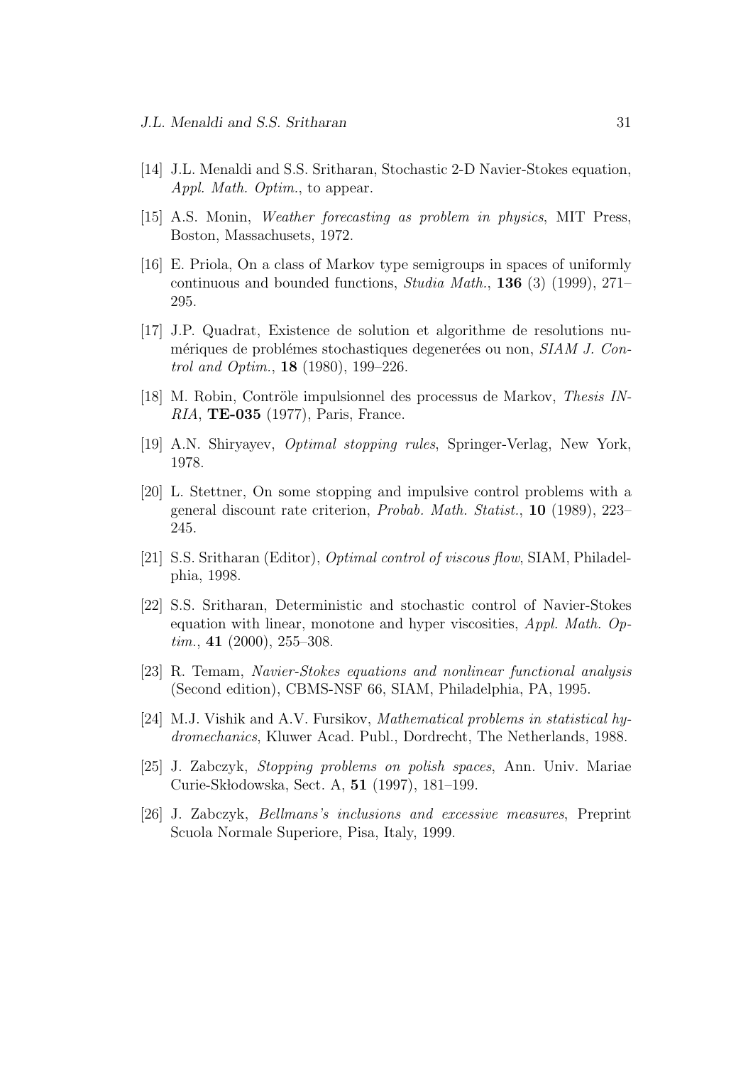[14] J.L. Menaldi and S.S. Sritharan, Stochastic 2-D Navier-Stokes equation, *Appl. Math. Optim.*, to appear.

[15] A.S. Monin, *Weather forecasting as problem in physics*, MIT Press, Boston, Massachusets, 1972.

[16] E. Priola, On a class of Markov type semigroups in spaces of uniformly continuous and bounded functions, *Studia Math.*, **136** (3) (1999), 271–295.

[17] J.P. Quadrat, Existence de solution et algorithme de resolutions numériques de problémes stochastiques degenerées ou non, *SIAM J. Control and Optim.*, **18** (1980), 199–226.

[18] M. Robin, Contröle impulsionnel des processus de Markov, *Thesis INRIA*, **TE-035** (1977), Paris, France.

[19] A.N. Shiryayev, *Optimal stopping rules*, Springer-Verlag, New York, 1978.

[20] L. Stettner, On some stopping and impulsive control problems with a general discount rate criterion, *Probab. Math. Statist.*, **10** (1989), 223–245.

[21] S.S. Sritharan (Editor), *Optimal control of viscous flow*, SIAM, Philadelphia, 1998.

[22] S.S. Sritharan, Deterministic and stochastic control of Navier-Stokes equation with linear, monotone and hyper viscosities, *Appl. Math. Optim.*, **41** (2000), 255–308.

[23] R. Temam, *Navier-Stokes equations and nonlinear functional analysis* (Second edition), CBMS-NSF 66, SIAM, Philadelphia, PA, 1995.

[24] M.J. Vishik and A.V. Fursikov, *Mathematical problems in statistical hydromechanics*, Kluwer Acad. Publ., Dordrecht, The Netherlands, 1988.

[25] J. Zabczyk, *Stopping problems on polish spaces*, Ann. Univ. Mariae Curie-Skłodowska, Sect. A, **51** (1997), 181–199.

[26] J. Zabczyk, *Bellmans's inclusions and excessive measures*, Preprint Scuola Normale Superiore, Pisa, Italy, 1999.